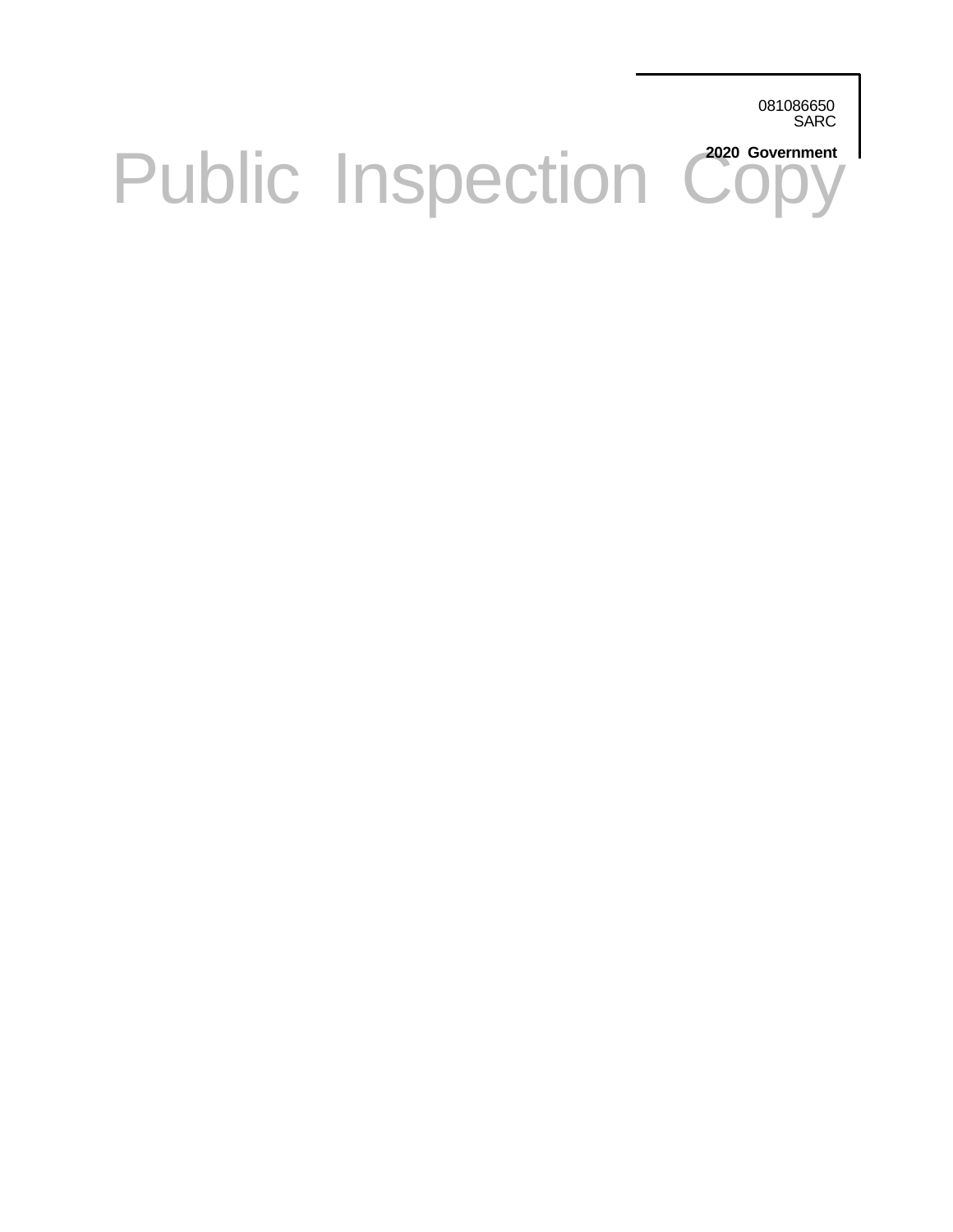081086650
SARC

**2020 Government**

Public Inspection Copy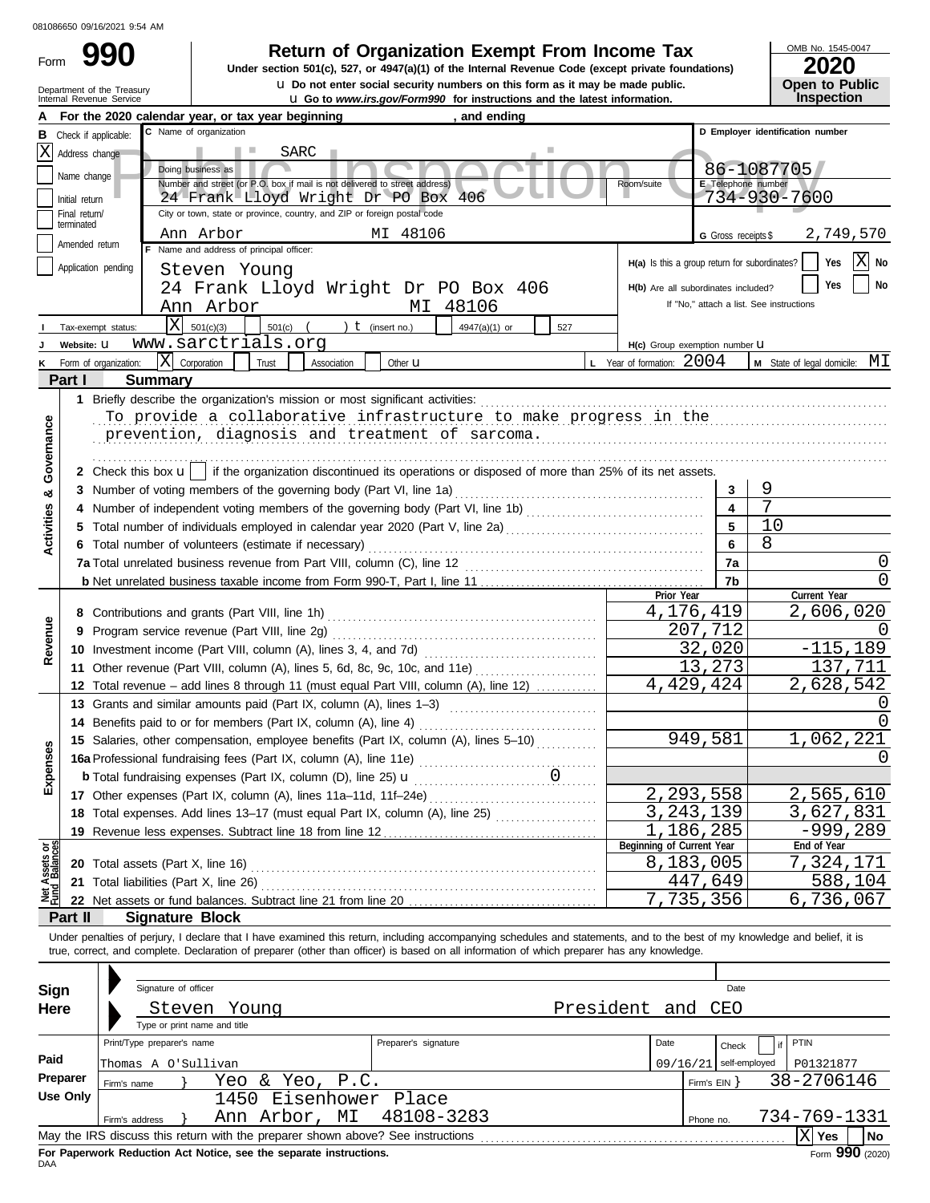081086650 09/16/2021 9:54 AM

# Form 990 — Return of Organization Exempt From Income Tax

**Under section 501(c), 527, or 4947(a)(1) of the Internal Revenue Code (except private foundations)**

u Do not enter social security numbers on this form as it may be made public.

u Go to *www.irs.gov/Form990* for instructions and the latest information.

Department of the Treasury
Internal Revenue Service

OMB No. 1545-0047 | **2020** | **Open to Public Inspection**

**A** For the 2020 calendar year, or tax year beginning , and ending

**B** Check if applicable:
- [X] Address change
- [ ] Name change
- [ ] Initial return
- [ ] Final return/terminated
- [ ] Amended return
- [ ] Application pending

**C** Name of organization: SARC

Doing business as:

Number and street (or P.O. box if mail is not delivered to street address): 24 Frank Lloyd Wright Dr PO Box 406 — Room/suite:

City or town, state or province, country, and ZIP or foreign postal code: Ann Arbor MI 48106

**D** Employer identification number: 86-1087705

**E** Telephone number: 734-930-7600

**G** Gross receipts $ 2,749,570

**F** Name and address of principal officer:
Steven Young
24 Frank Lloyd Wright Dr PO Box 406
Ann Arbor MI 48106

**H(a)** Is this a group return for subordinates? [ ] Yes [X] No

**H(b)** Are all subordinates included? [ ] Yes [ ] No — If "No," attach a list. See instructions

**H(c)** Group exemption number u

**I** Tax-exempt status: [X] 501(c)(3) [ ] 501(c) ( ) t (insert no.) [ ] 4947(a)(1) or [ ] 527

**J** Website: u www.sarctrials.org

**K** Form of organization: [X] Corporation [ ] Trust [ ] Association [ ] Other u

**L** Year of formation: 2004

**M** State of legal domicile: MI

## Part I — Summary

**Activities & Governance**

1 Briefly describe the organization's mission or most significant activities:
To provide a collaborative infrastructure to make progress in the prevention, diagnosis and treatment of sarcoma.

2 Check this box u [ ] if the organization discontinued its operations or disposed of more than 25% of its net assets.

| | | | |
|---|---|---|---|
| 3 | Number of voting members of the governing body (Part VI, line 1a) | 3 | 9 |
| 4 | Number of independent voting members of the governing body (Part VI, line 1b) | 4 | 7 |
| 5 | Total number of individuals employed in calendar year 2020 (Part V, line 2a) | 5 | 10 |
| 6 | Total number of volunteers (estimate if necessary) | 6 | 8 |
| 7a | Total unrelated business revenue from Part VIII, column (C), line 12 | 7a | 0 |
| b | Net unrelated business taxable income from Form 990-T, Part I, line 11 | 7b | 0 |

**Revenue**

| | | Prior Year | Current Year |
|---|---|---|---|
| 8 | Contributions and grants (Part VIII, line 1h) | 4,176,419 | 2,606,020 |
| 9 | Program service revenue (Part VIII, line 2g) | 207,712 | 0 |
| 10 | Investment income (Part VIII, column (A), lines 3, 4, and 7d) | 32,020 | -115,189 |
| 11 | Other revenue (Part VIII, column (A), lines 5, 6d, 8c, 9c, 10c, and 11e) | 13,273 | 137,711 |
| 12 | Total revenue – add lines 8 through 11 (must equal Part VIII, column (A), line 12) | 4,429,424 | 2,628,542 |

**Expenses**

| | | Prior Year | Current Year |
|---|---|---|---|
| 13 | Grants and similar amounts paid (Part IX, column (A), lines 1–3) | | 0 |
| 14 | Benefits paid to or for members (Part IX, column (A), line 4) | | 0 |
| 15 | Salaries, other compensation, employee benefits (Part IX, column (A), lines 5–10) | 949,581 | 1,062,221 |
| 16a | Professional fundraising fees (Part IX, column (A), line 11e) | | 0 |
| b | Total fundraising expenses (Part IX, column (D), line 25) u 0 | | |
| 17 | Other expenses (Part IX, column (A), lines 11a–11d, 11f–24e) | 2,293,558 | 2,565,610 |
| 18 | Total expenses. Add lines 13–17 (must equal Part IX, column (A), line 25) | 3,243,139 | 3,627,831 |
| 19 | Revenue less expenses. Subtract line 18 from line 12 | 1,186,285 | -999,289 |

**Net Assets or Fund Balances**

| | | Beginning of Current Year | End of Year |
|---|---|---|---|
| 20 | Total assets (Part X, line 16) | 8,183,005 | 7,324,171 |
| 21 | Total liabilities (Part X, line 26) | 447,649 | 588,104 |
| 22 | Net assets or fund balances. Subtract line 21 from line 20 | 7,735,356 | 6,736,067 |

## Part II — Signature Block

Under penalties of perjury, I declare that I have examined this return, including accompanying schedules and statements, and to the best of my knowledge and belief, it is true, correct, and complete. Declaration of preparer (other than officer) is based on all information of which preparer has any knowledge.

**Sign Here**

Signature of officer — Date

Steven Young — President and CEO
Type or print name and title

**Paid Preparer Use Only**

| Print/Type preparer's name | Preparer's signature | Date | Check [ ] if self-employed | PTIN |
|---|---|---|---|---|
| Thomas A O'Sullivan | | 09/16/21 | | P01321877 |

Firm's name } Yeo & Yeo, P.C. — Firm's EIN } 38-2706146

Firm's address } 1450 Eisenhower Place, Ann Arbor, MI 48108-3283 — Phone no. 734-769-1331

May the IRS discuss this return with the preparer shown above? See instructions [X] Yes [ ] No

**For Paperwork Reduction Act Notice, see the separate instructions.**

DAA — Form **990** (2020)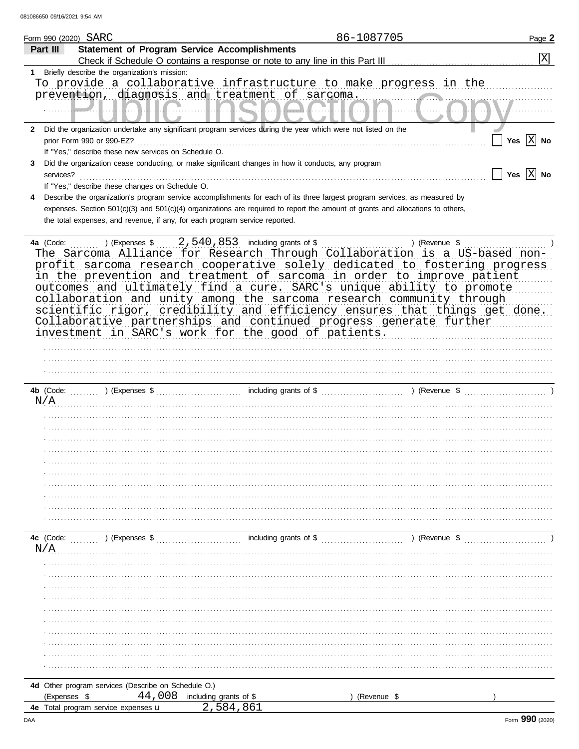Form 990 (2020) SARC 86-1087705

## Part III Statement of Program Service Accomplishments

Check if Schedule O contains a response or note to any line in this Part III [X]

**1** Briefly describe the organization's mission:

To provide a collaborative infrastructure to make progress in the prevention, diagnosis and treatment of sarcoma.

**2** Did the organization undertake any significant program services during the year which were not listed on the prior Form 990 or 990-EZ? [ ] Yes [X] No

If "Yes," describe these new services on Schedule O.

**3** Did the organization cease conducting, or make significant changes in how it conducts, any program services? [ ] Yes [X] No

If "Yes," describe these changes on Schedule O.

**4** Describe the organization's program service accomplishments for each of its three largest program services, as measured by expenses. Section 501(c)(3) and 501(c)(4) organizations are required to report the amount of grants and allocations to others, the total expenses, and revenue, if any, for each program service reported.

**4a** (Code: ) (Expenses $ 2,540,853 including grants of $ ) (Revenue $ )

The Sarcoma Alliance for Research Through Collaboration is a US-based non-profit sarcoma research cooperative solely dedicated to fostering progress in the prevention and treatment of sarcoma in order to improve patient outcomes and ultimately find a cure. SARC's unique ability to promote collaboration and unity among the sarcoma research community through scientific rigor, credibility and efficiency ensures that things get done. Collaborative partnerships and continued progress generate further investment in SARC's work for the good of patients.

**4b** (Code: ) (Expenses $ including grants of $ ) (Revenue $ )

N/A

**4c** (Code: ) (Expenses $ including grants of $ ) (Revenue $ )

N/A

**4d** Other program services (Describe on Schedule O.)

(Expenses $ 44,008 including grants of $ ) (Revenue $ )

**4e** Total program service expenses 2,584,861

Form **990** (2020)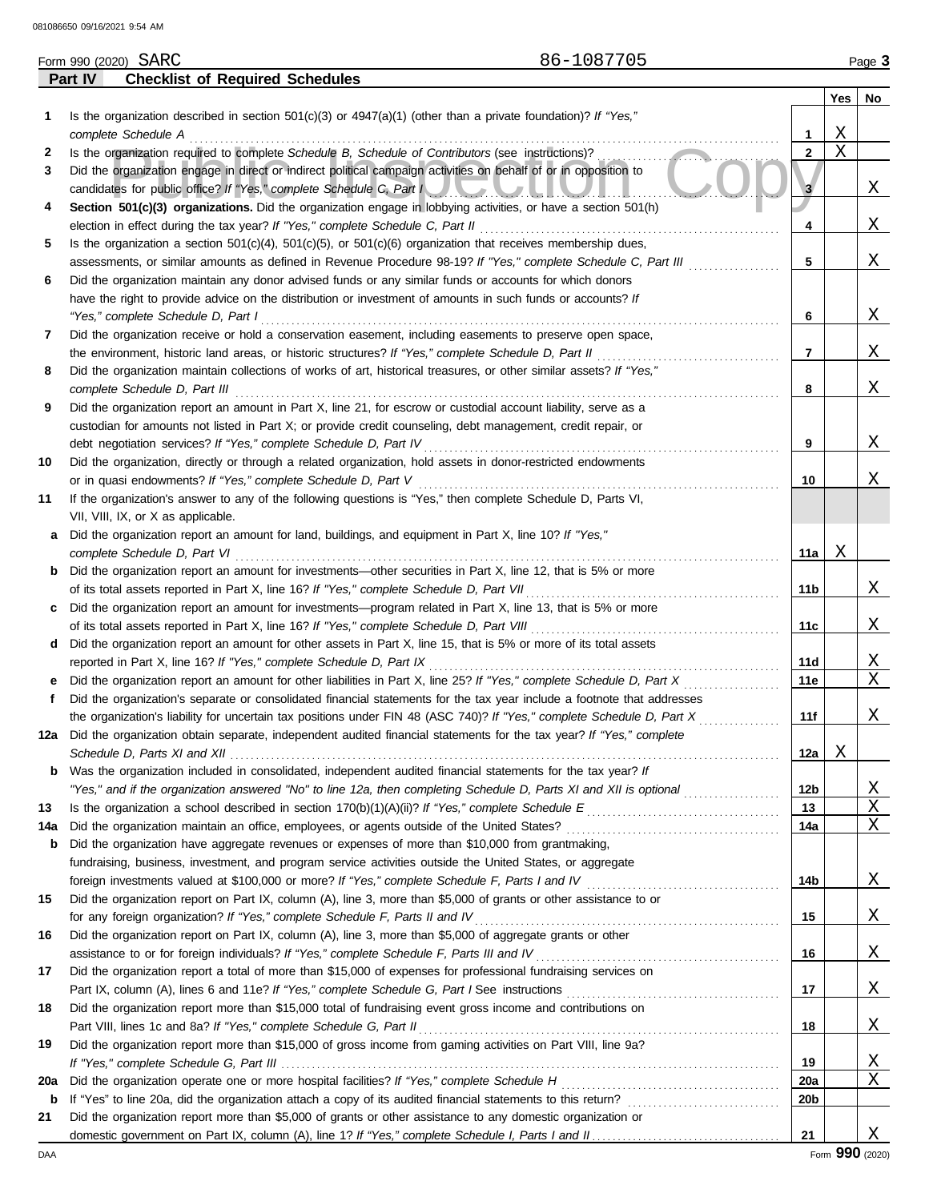Form 990 (2020) SARC 86-1087705 Page **3**

**Part IV Checklist of Required Schedules**

| | | | Yes | No |
|---|---|---|---|---|
| **1** | Is the organization described in section 501(c)(3) or 4947(a)(1) (other than a private foundation)? *If "Yes," complete Schedule A* | 1 | X | |
| **2** | Is the organization required to complete *Schedule B, Schedule of Contributors* (see instructions)? | 2 | X | |
| **3** | Did the organization engage in direct or indirect political campaign activities on behalf of or in opposition to candidates for public office? *If "Yes," complete Schedule C, Part I* | 3 | | X |
| **4** | **Section 501(c)(3) organizations.** Did the organization engage in lobbying activities, or have a section 501(h) election in effect during the tax year? *If "Yes," complete Schedule C, Part II* | 4 | | X |
| **5** | Is the organization a section 501(c)(4), 501(c)(5), or 501(c)(6) organization that receives membership dues, assessments, or similar amounts as defined in Revenue Procedure 98-19? *If "Yes," complete Schedule C, Part III* | 5 | | X |
| **6** | Did the organization maintain any donor advised funds or any similar funds or accounts for which donors have the right to provide advice on the distribution or investment of amounts in such funds or accounts? *If "Yes," complete Schedule D, Part I* | 6 | | X |
| **7** | Did the organization receive or hold a conservation easement, including easements to preserve open space, the environment, historic land areas, or historic structures? *If "Yes," complete Schedule D, Part II* | 7 | | X |
| **8** | Did the organization maintain collections of works of art, historical treasures, or other similar assets? *If "Yes," complete Schedule D, Part III* | 8 | | X |
| **9** | Did the organization report an amount in Part X, line 21, for escrow or custodial account liability, serve as a custodian for amounts not listed in Part X; or provide credit counseling, debt management, credit repair, or debt negotiation services? *If "Yes," complete Schedule D, Part IV* | 9 | | X |
| **10** | Did the organization, directly or through a related organization, hold assets in donor-restricted endowments or in quasi endowments? *If "Yes," complete Schedule D, Part V* | 10 | | X |
| **11** | If the organization's answer to any of the following questions is "Yes," then complete Schedule D, Parts VI, VII, VIII, IX, or X as applicable. | | | |
| **a** | Did the organization report an amount for land, buildings, and equipment in Part X, line 10? *If "Yes," complete Schedule D, Part VI* | 11a | X | |
| **b** | Did the organization report an amount for investments—other securities in Part X, line 12, that is 5% or more of its total assets reported in Part X, line 16? *If "Yes," complete Schedule D, Part VII* | 11b | | X |
| **c** | Did the organization report an amount for investments—program related in Part X, line 13, that is 5% or more of its total assets reported in Part X, line 16? *If "Yes," complete Schedule D, Part VIII* | 11c | | X |
| **d** | Did the organization report an amount for other assets in Part X, line 15, that is 5% or more of its total assets reported in Part X, line 16? *If "Yes," complete Schedule D, Part IX* | 11d | | X |
| **e** | Did the organization report an amount for other liabilities in Part X, line 25? *If "Yes," complete Schedule D, Part X* | 11e | | X |
| **f** | Did the organization's separate or consolidated financial statements for the tax year include a footnote that addresses the organization's liability for uncertain tax positions under FIN 48 (ASC 740)? *If "Yes," complete Schedule D, Part X* | 11f | | X |
| **12a** | Did the organization obtain separate, independent audited financial statements for the tax year? *If "Yes," complete Schedule D, Parts XI and XII* | 12a | X | |
| **b** | Was the organization included in consolidated, independent audited financial statements for the tax year? *If "Yes," and if the organization answered "No" to line 12a, then completing Schedule D, Parts XI and XII is optional* | 12b | | X |
| **13** | Is the organization a school described in section 170(b)(1)(A)(ii)? *If "Yes," complete Schedule E* | 13 | | X |
| **14a** | Did the organization maintain an office, employees, or agents outside of the United States? | 14a | | X |
| **b** | Did the organization have aggregate revenues or expenses of more than $10,000 from grantmaking, fundraising, business, investment, and program service activities outside the United States, or aggregate foreign investments valued at $100,000 or more? *If "Yes," complete Schedule F, Parts I and IV* | 14b | | X |
| **15** | Did the organization report on Part IX, column (A), line 3, more than $5,000 of grants or other assistance to or for any foreign organization? *If "Yes," complete Schedule F, Parts II and IV* | 15 | | X |
| **16** | Did the organization report on Part IX, column (A), line 3, more than $5,000 of aggregate grants or other assistance to or for foreign individuals? *If "Yes," complete Schedule F, Parts III and IV* | 16 | | X |
| **17** | Did the organization report a total of more than $15,000 of expenses for professional fundraising services on Part IX, column (A), lines 6 and 11e? *If "Yes," complete Schedule G, Part I* See instructions | 17 | | X |
| **18** | Did the organization report more than $15,000 total of fundraising event gross income and contributions on Part VIII, lines 1c and 8a? *If "Yes," complete Schedule G, Part II* | 18 | | X |
| **19** | Did the organization report more than $15,000 of gross income from gaming activities on Part VIII, line 9a? *If "Yes," complete Schedule G, Part III* | 19 | | X |
| **20a** | Did the organization operate one or more hospital facilities? *If "Yes," complete Schedule H* | 20a | | X |
| **b** | If "Yes" to line 20a, did the organization attach a copy of its audited financial statements to this return? | 20b | | |
| **21** | Did the organization report more than $5,000 of grants or other assistance to any domestic organization or domestic government on Part IX, column (A), line 1? *If "Yes," complete Schedule I, Parts I and II* | 21 | | X |

DAA Form **990** (2020)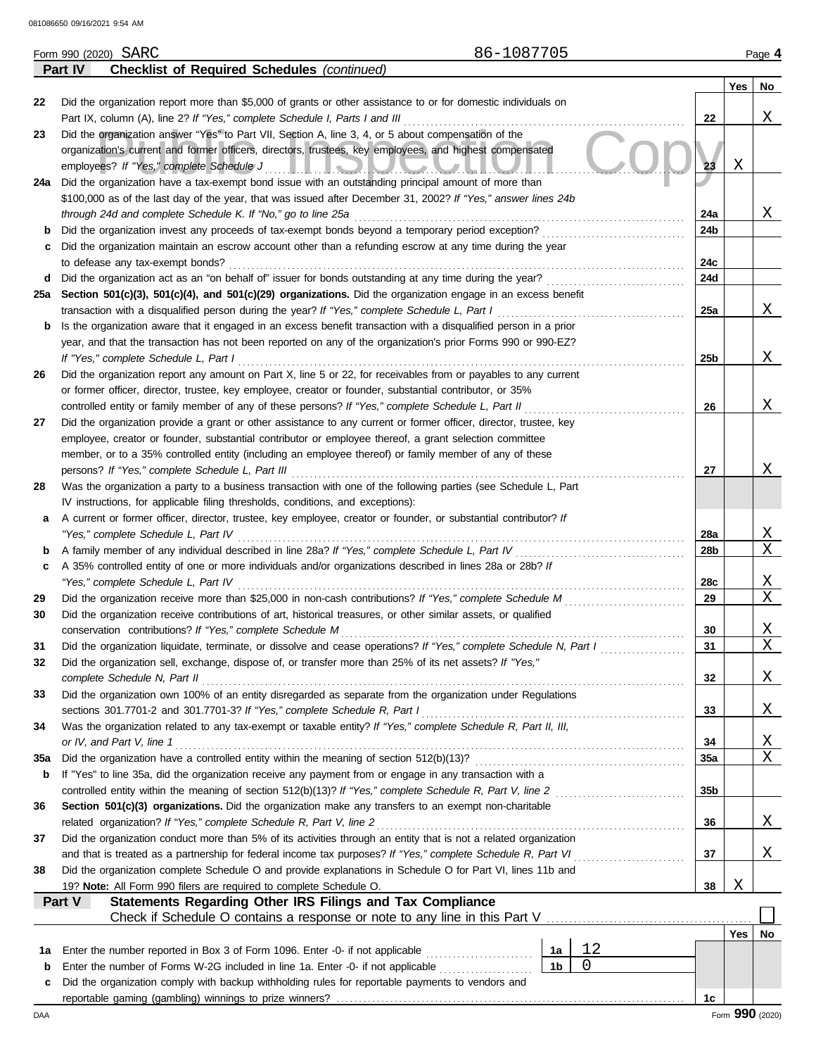Form 990 (2020) SARC 86-1087705 Page **4**

**Part IV — Checklist of Required Schedules** *(continued)*

| | | Line | Yes | No |
|---|---|---|---|---|
| 22 | Did the organization report more than $5,000 of grants or other assistance to or for domestic individuals on Part IX, column (A), line 2? *If "Yes," complete Schedule I, Parts I and III* | 22 | | X |
| 23 | Did the organization answer "Yes" to Part VII, Section A, line 3, 4, or 5 about compensation of the organization's current and former officers, directors, trustees, key employees, and highest compensated employees? *If "Yes," complete Schedule J* | 23 | X | |
| 24a | Did the organization have a tax-exempt bond issue with an outstanding principal amount of more than $100,000 as of the last day of the year, that was issued after December 31, 2002? *If "Yes," answer lines 24b through 24d and complete Schedule K. If "No," go to line 25a* | 24a | | X |
| b | Did the organization invest any proceeds of tax-exempt bonds beyond a temporary period exception? | 24b | | |
| c | Did the organization maintain an escrow account other than a refunding escrow at any time during the year to defease any tax-exempt bonds? | 24c | | |
| d | Did the organization act as an "on behalf of" issuer for bonds outstanding at any time during the year? | 24d | | |
| 25a | **Section 501(c)(3), 501(c)(4), and 501(c)(29) organizations.** Did the organization engage in an excess benefit transaction with a disqualified person during the year? *If "Yes," complete Schedule L, Part I* | 25a | | X |
| b | Is the organization aware that it engaged in an excess benefit transaction with a disqualified person in a prior year, and that the transaction has not been reported on any of the organization's prior Forms 990 or 990-EZ? *If "Yes," complete Schedule L, Part I* | 25b | | X |
| 26 | Did the organization report any amount on Part X, line 5 or 22, for receivables from or payables to any current or former officer, director, trustee, key employee, creator or founder, substantial contributor, or 35% controlled entity or family member of any of these persons? *If "Yes," complete Schedule L, Part II* | 26 | | X |
| 27 | Did the organization provide a grant or other assistance to any current or former officer, director, trustee, key employee, creator or founder, substantial contributor or employee thereof, a grant selection committee member, or to a 35% controlled entity (including an employee thereof) or family member of any of these persons? *If "Yes," complete Schedule L, Part III* | 27 | | X |
| 28 | Was the organization a party to a business transaction with one of the following parties (see Schedule L, Part IV instructions, for applicable filing thresholds, conditions, and exceptions): | | | |
| a | A current or former officer, director, trustee, key employee, creator or founder, or substantial contributor? *If "Yes," complete Schedule L, Part IV* | 28a | | X |
| b | A family member of any individual described in line 28a? *If "Yes," complete Schedule L, Part IV* | 28b | | X |
| c | A 35% controlled entity of one or more individuals and/or organizations described in lines 28a or 28b? *If "Yes," complete Schedule L, Part IV* | 28c | | X |
| 29 | Did the organization receive more than $25,000 in non-cash contributions? *If "Yes," complete Schedule M* | 29 | | X |
| 30 | Did the organization receive contributions of art, historical treasures, or other similar assets, or qualified conservation contributions? *If "Yes," complete Schedule M* | 30 | | X |
| 31 | Did the organization liquidate, terminate, or dissolve and cease operations? *If "Yes," complete Schedule N, Part I* | 31 | | X |
| 32 | Did the organization sell, exchange, dispose of, or transfer more than 25% of its net assets? *If "Yes," complete Schedule N, Part II* | 32 | | X |
| 33 | Did the organization own 100% of an entity disregarded as separate from the organization under Regulations sections 301.7701-2 and 301.7701-3? *If "Yes," complete Schedule R, Part I* | 33 | | X |
| 34 | Was the organization related to any tax-exempt or taxable entity? *If "Yes," complete Schedule R, Part II, III, or IV, and Part V, line 1* | 34 | | X |
| 35a | Did the organization have a controlled entity within the meaning of section 512(b)(13)? | 35a | | X |
| b | If "Yes" to line 35a, did the organization receive any payment from or engage in any transaction with a controlled entity within the meaning of section 512(b)(13)? *If "Yes," complete Schedule R, Part V, line 2* | 35b | | |
| 36 | **Section 501(c)(3) organizations.** Did the organization make any transfers to an exempt non-charitable related organization? *If "Yes," complete Schedule R, Part V, line 2* | 36 | | X |
| 37 | Did the organization conduct more than 5% of its activities through an entity that is not a related organization and that is treated as a partnership for federal income tax purposes? *If "Yes," complete Schedule R, Part VI* | 37 | | X |
| 38 | Did the organization complete Schedule O and provide explanations in Schedule O for Part VI, lines 11b and 19? **Note:** All Form 990 filers are required to complete Schedule O. | 38 | X | |

**Part V — Statements Regarding Other IRS Filings and Tax Compliance**

Check if Schedule O contains a response or note to any line in this Part V ☐

| | | | | Line | Yes | No |
|---|---|---|---|---|---|---|
| 1a | Enter the number reported in Box 3 of Form 1096. Enter -0- if not applicable | 1a | 12 | | | |
| b | Enter the number of Forms W-2G included in line 1a. Enter -0- if not applicable | 1b | 0 | | | |
| c | Did the organization comply with backup withholding rules for reportable payments to vendors and reportable gaming (gambling) winnings to prize winners? | | | 1c | | |

Form **990** (2020)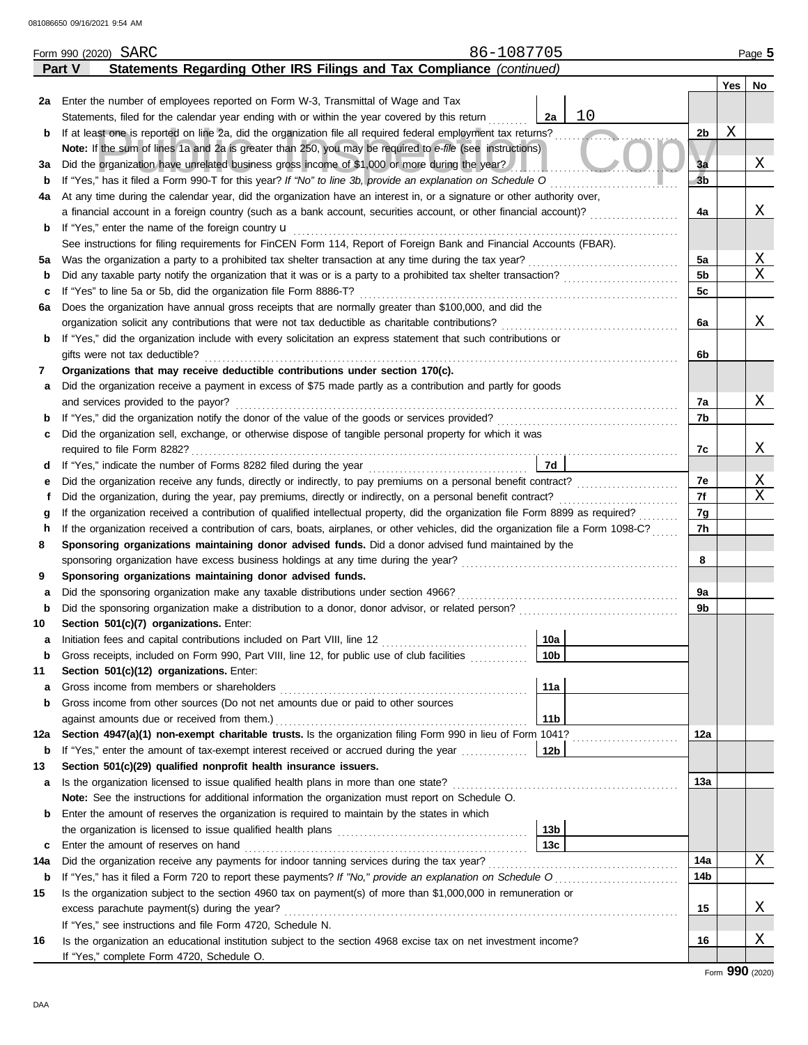Form 990 (2020) SARC 86-1087705 Page 5

## Part V Statements Regarding Other IRS Filings and Tax Compliance *(continued)*

| | | | | Yes | No |
|---|---|---|---|---|---|
| 2a | Enter the number of employees reported on Form W-3, Transmittal of Wage and Tax Statements, filed for the calendar year ending with or within the year covered by this return | 2a 10 | | | |
| b | If at least one is reported on line 2a, did the organization file all required federal employment tax returns? | | 2b | X | |
| | **Note:** If the sum of lines 1a and 2a is greater than 250, you may be required to *e-file* (see instructions) | | | | |
| 3a | Did the organization have unrelated business gross income of $1,000 or more during the year? | | 3a | | X |
| b | If "Yes," has it filed a Form 990-T for this year? *If "No" to line 3b, provide an explanation on Schedule O* | | 3b | | |
| 4a | At any time during the calendar year, did the organization have an interest in, or a signature or other authority over, a financial account in a foreign country (such as a bank account, securities account, or other financial account)? | | 4a | | X |
| b | If "Yes," enter the name of the foreign country u | | | | |
| | See instructions for filing requirements for FinCEN Form 114, Report of Foreign Bank and Financial Accounts (FBAR). | | | | |
| 5a | Was the organization a party to a prohibited tax shelter transaction at any time during the tax year? | | 5a | | X |
| b | Did any taxable party notify the organization that it was or is a party to a prohibited tax shelter transaction? | | 5b | | X |
| c | If "Yes" to line 5a or 5b, did the organization file Form 8886-T? | | 5c | | |
| 6a | Does the organization have annual gross receipts that are normally greater than $100,000, and did the organization solicit any contributions that were not tax deductible as charitable contributions? | | 6a | | X |
| b | If "Yes," did the organization include with every solicitation an express statement that such contributions or gifts were not tax deductible? | | 6b | | |
| 7 | **Organizations that may receive deductible contributions under section 170(c).** | | | | |
| a | Did the organization receive a payment in excess of $75 made partly as a contribution and partly for goods and services provided to the payor? | | 7a | | X |
| b | If "Yes," did the organization notify the donor of the value of the goods or services provided? | | 7b | | |
| c | Did the organization sell, exchange, or otherwise dispose of tangible personal property for which it was required to file Form 8282? | | 7c | | X |
| d | If "Yes," indicate the number of Forms 8282 filed during the year | 7d | | | |
| e | Did the organization receive any funds, directly or indirectly, to pay premiums on a personal benefit contract? | | 7e | | X |
| f | Did the organization, during the year, pay premiums, directly or indirectly, on a personal benefit contract? | | 7f | | X |
| g | If the organization received a contribution of qualified intellectual property, did the organization file Form 8899 as required? | | 7g | | |
| h | If the organization received a contribution of cars, boats, airplanes, or other vehicles, did the organization file a Form 1098-C? | | 7h | | |
| 8 | **Sponsoring organizations maintaining donor advised funds.** Did a donor advised fund maintained by the sponsoring organization have excess business holdings at any time during the year? | | 8 | | |
| 9 | **Sponsoring organizations maintaining donor advised funds.** | | | | |
| a | Did the sponsoring organization make any taxable distributions under section 4966? | | 9a | | |
| b | Did the sponsoring organization make a distribution to a donor, donor advisor, or related person? | | 9b | | |
| 10 | **Section 501(c)(7) organizations.** Enter: | | | | |
| a | Initiation fees and capital contributions included on Part VIII, line 12 | 10a | | | |
| b | Gross receipts, included on Form 990, Part VIII, line 12, for public use of club facilities | 10b | | | |
| 11 | **Section 501(c)(12) organizations.** Enter: | | | | |
| a | Gross income from members or shareholders | 11a | | | |
| b | Gross income from other sources (Do not net amounts due or paid to other sources against amounts due or received from them.) | 11b | | | |
| 12a | **Section 4947(a)(1) non-exempt charitable trusts.** Is the organization filing Form 990 in lieu of Form 1041? | | 12a | | |
| b | If "Yes," enter the amount of tax-exempt interest received or accrued during the year | 12b | | | |
| 13 | **Section 501(c)(29) qualified nonprofit health insurance issuers.** | | | | |
| a | Is the organization licensed to issue qualified health plans in more than one state? | | 13a | | |
| | **Note:** See the instructions for additional information the organization must report on Schedule O. | | | | |
| b | Enter the amount of reserves the organization is required to maintain by the states in which the organization is licensed to issue qualified health plans | 13b | | | |
| c | Enter the amount of reserves on hand | 13c | | | |
| 14a | Did the organization receive any payments for indoor tanning services during the tax year? | | 14a | | X |
| b | If "Yes," has it filed a Form 720 to report these payments? *If "No," provide an explanation on Schedule O* | | 14b | | |
| 15 | Is the organization subject to the section 4960 tax on payment(s) of more than $1,000,000 in remuneration or excess parachute payment(s) during the year? | | 15 | | X |
| | If "Yes," see instructions and file Form 4720, Schedule N. | | | | |
| 16 | Is the organization an educational institution subject to the section 4968 excise tax on net investment income? | | 16 | | X |
| | If "Yes," complete Form 4720, Schedule O. | | | | |

Form **990** (2020)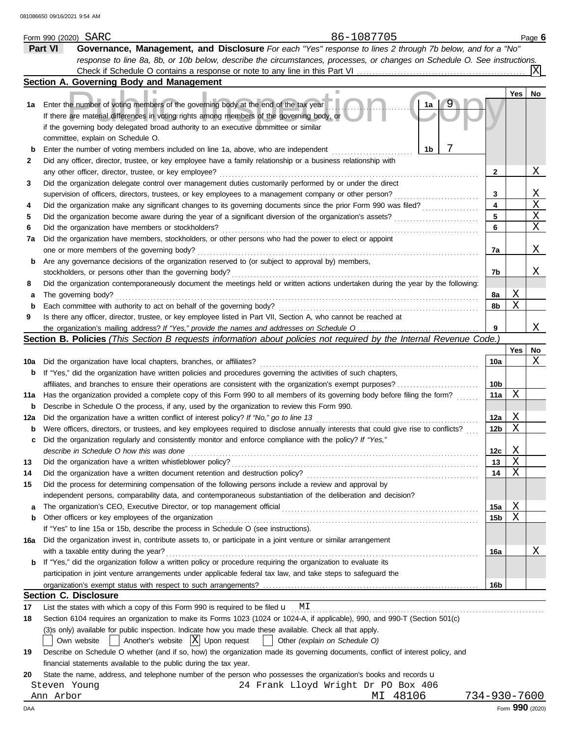Form 990 (2020) SARC 86-1087705 Page **6**

**Part VI Governance, Management, and Disclosure** *For each "Yes" response to lines 2 through 7b below, and for a "No" response to line 8a, 8b, or 10b below, describe the circumstances, processes, or changes on Schedule O. See instructions.*

Check if Schedule O contains a response or note to any line in this Part VI . . . [X]

## Section A. Governing Body and Management

| | | | | Yes | No |
|---|---|---|---|---|---|
| **1a** | Enter the number of voting members of the governing body at the end of the tax year . . . **1a** 9. If there are material differences in voting rights among members of the governing body, or if the governing body delegated broad authority to an executive committee or similar committee, explain on Schedule O. | | | | |
| **b** | Enter the number of voting members included on line 1a, above, who are independent . . . **1b** 7 | | | | |
| **2** | Did any officer, director, trustee, or key employee have a family relationship or a business relationship with any other officer, director, trustee, or key employee? | | **2** | | X |
| **3** | Did the organization delegate control over management duties customarily performed by or under the direct supervision of officers, directors, trustees, or key employees to a management company or other person? | | **3** | | X |
| **4** | Did the organization make any significant changes to its governing documents since the prior Form 990 was filed? | | **4** | | X |
| **5** | Did the organization become aware during the year of a significant diversion of the organization's assets? | | **5** | | X |
| **6** | Did the organization have members or stockholders? | | **6** | | X |
| **7a** | Did the organization have members, stockholders, or other persons who had the power to elect or appoint one or more members of the governing body? | | **7a** | | X |
| **b** | Are any governance decisions of the organization reserved to (or subject to approval by) members, stockholders, or persons other than the governing body? | | **7b** | | X |
| **8** | Did the organization contemporaneously document the meetings held or written actions undertaken during the year by the following: | | | | |
| **a** | The governing body? | | **8a** | X | |
| **b** | Each committee with authority to act on behalf of the governing body? | | **8b** | X | |
| **9** | Is there any officer, director, trustee, or key employee listed in Part VII, Section A, who cannot be reached at the organization's mailing address? *If "Yes," provide the names and addresses on Schedule O* | | **9** | | X |

## Section B. Policies *(This Section B requests information about policies not required by the Internal Revenue Code.)*

| | | | Yes | No |
|---|---|---|---|---|
| **10a** | Did the organization have local chapters, branches, or affiliates? | **10a** | | X |
| **b** | If "Yes," did the organization have written policies and procedures governing the activities of such chapters, affiliates, and branches to ensure their operations are consistent with the organization's exempt purposes? | **10b** | | |
| **11a** | Has the organization provided a complete copy of this Form 990 to all members of its governing body before filing the form? | **11a** | X | |
| **b** | Describe in Schedule O the process, if any, used by the organization to review this Form 990. | | | |
| **12a** | Did the organization have a written conflict of interest policy? *If "No," go to line 13* | **12a** | X | |
| **b** | Were officers, directors, or trustees, and key employees required to disclose annually interests that could give rise to conflicts? | **12b** | X | |
| **c** | Did the organization regularly and consistently monitor and enforce compliance with the policy? *If "Yes," describe in Schedule O how this was done* | **12c** | X | |
| **13** | Did the organization have a written whistleblower policy? | **13** | X | |
| **14** | Did the organization have a written document retention and destruction policy? | **14** | X | |
| **15** | Did the process for determining compensation of the following persons include a review and approval by independent persons, comparability data, and contemporaneous substantiation of the deliberation and decision? | | | |
| **a** | The organization's CEO, Executive Director, or top management official | **15a** | X | |
| **b** | Other officers or key employees of the organization | **15b** | X | |
| | If "Yes" to line 15a or 15b, describe the process in Schedule O (see instructions). | | | |
| **16a** | Did the organization invest in, contribute assets to, or participate in a joint venture or similar arrangement with a taxable entity during the year? | **16a** | | X |
| **b** | If "Yes," did the organization follow a written policy or procedure requiring the organization to evaluate its participation in joint venture arrangements under applicable federal tax law, and take steps to safeguard the organization's exempt status with respect to such arrangements? | **16b** | | |

## Section C. Disclosure

**17** List the states with which a copy of this Form 990 is required to be filed u MI

**18** Section 6104 requires an organization to make its Forms 1023 (1024 or 1024-A, if applicable), 990, and 990-T (Section 501(c)(3)s only) available for public inspection. Indicate how you made these available. Check all that apply.

[ ] Own website [ ] Another's website [X] Upon request [ ] Other *(explain on Schedule O)*

**19** Describe on Schedule O whether (and if so, how) the organization made its governing documents, conflict of interest policy, and financial statements available to the public during the tax year.

**20** State the name, address, and telephone number of the person who possesses the organization's books and records u

Steven Young 24 Frank Lloyd Wright Dr PO Box 406
Ann Arbor MI 48106 734-930-7600

Form **990** (2020)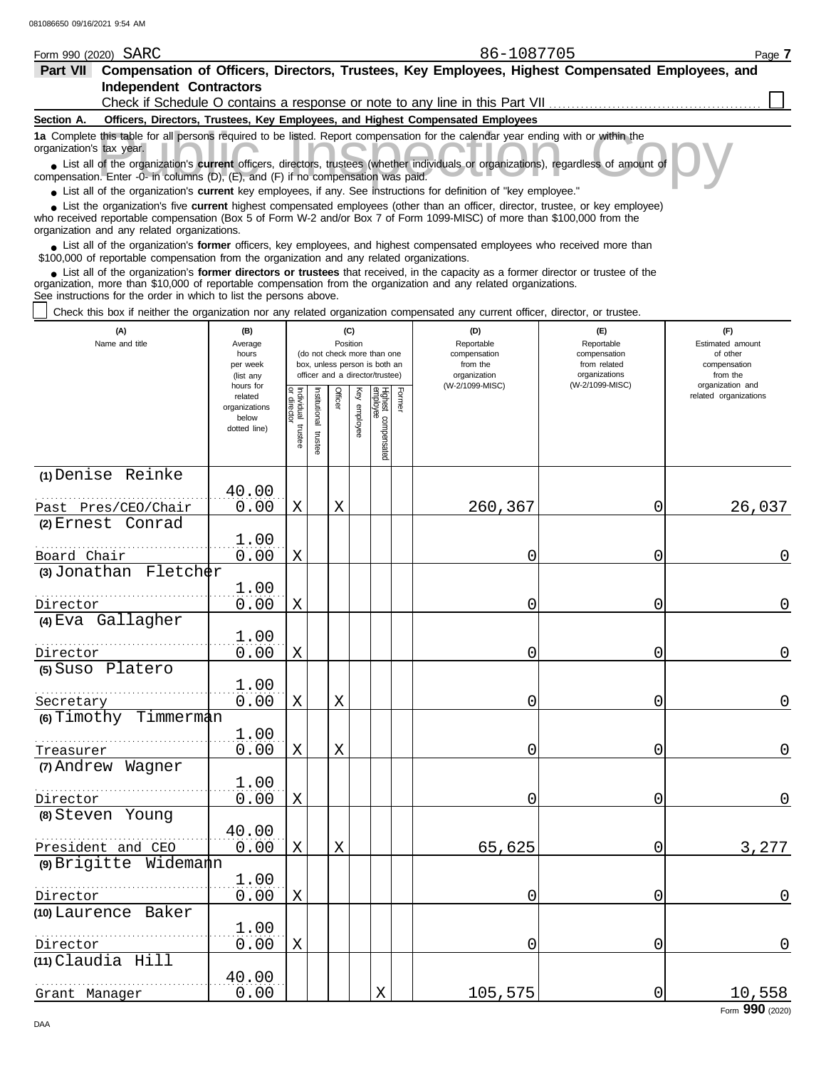Form 990 (2020) SARC 86-1087705 Page 7

**Part VII Compensation of Officers, Directors, Trustees, Key Employees, Highest Compensated Employees, and Independent Contractors**

Check if Schedule O contains a response or note to any line in this Part VII ☐

**Section A. Officers, Directors, Trustees, Key Employees, and Highest Compensated Employees**

**1a** Complete this table for all persons required to be listed. Report compensation for the calendar year ending with or within the organization's tax year.

- List all of the organization's **current** officers, directors, trustees (whether individuals or organizations), regardless of amount of compensation. Enter -0- in columns (D), (E), and (F) if no compensation was paid.
- List all of the organization's **current** key employees, if any. See instructions for definition of "key employee."
- List the organization's five **current** highest compensated employees (other than an officer, director, trustee, or key employee) who received reportable compensation (Box 5 of Form W-2 and/or Box 7 of Form 1099-MISC) of more than $100,000 from the organization and any related organizations.
- List all of the organization's **former** officers, key employees, and highest compensated employees who received more than $100,000 of reportable compensation from the organization and any related organizations.
- List all of the organization's **former directors or trustees** that received, in the capacity as a former director or trustee of the organization, more than $10,000 of reportable compensation from the organization and any related organizations.

See instructions for the order in which to list the persons above.

☐ Check this box if neither the organization nor any related organization compensated any current officer, director, or trustee.

| (A) Name and title | (B) Average hours per week (list any hours for related organizations below dotted line) | (C) Position: Individual trustee or director | Institutional trustee | Officer | Key employee | Highest compensated employee | Former | (D) Reportable compensation from the organization (W-2/1099-MISC) | (E) Reportable compensation from related organizations (W-2/1099-MISC) | (F) Estimated amount of other compensation from the organization and related organizations |
|---|---|---|---|---|---|---|---|---|---|---|
| (1) Denise Reinke<br>Past Pres/CEO/Chair | 40.00<br>0.00 | X | | X | | | | 260,367 | 0 | 26,037 |
| (2) Ernest Conrad<br>Board Chair | 1.00<br>0.00 | X | | | | | | 0 | 0 | 0 |
| (3) Jonathan Fletcher<br>Director | 1.00<br>0.00 | X | | | | | | 0 | 0 | 0 |
| (4) Eva Gallagher<br>Director | 1.00<br>0.00 | X | | | | | | 0 | 0 | 0 |
| (5) Suso Platero<br>Secretary | 1.00<br>0.00 | X | | X | | | | 0 | 0 | 0 |
| (6) Timothy Timmerman<br>Treasurer | 1.00<br>0.00 | X | | X | | | | 0 | 0 | 0 |
| (7) Andrew Wagner<br>Director | 1.00<br>0.00 | X | | | | | | 0 | 0 | 0 |
| (8) Steven Young<br>President and CEO | 40.00<br>0.00 | X | | X | | | | 65,625 | 0 | 3,277 |
| (9) Brigitte Widemann<br>Director | 1.00<br>0.00 | X | | | | | | 0 | 0 | 0 |
| (10) Laurence Baker<br>Director | 1.00<br>0.00 | X | | | | | | 0 | 0 | 0 |
| (11) Claudia Hill<br>Grant Manager | 40.00<br>0.00 | | | | | X | | 105,575 | 0 | 10,558 |

Form **990** (2020)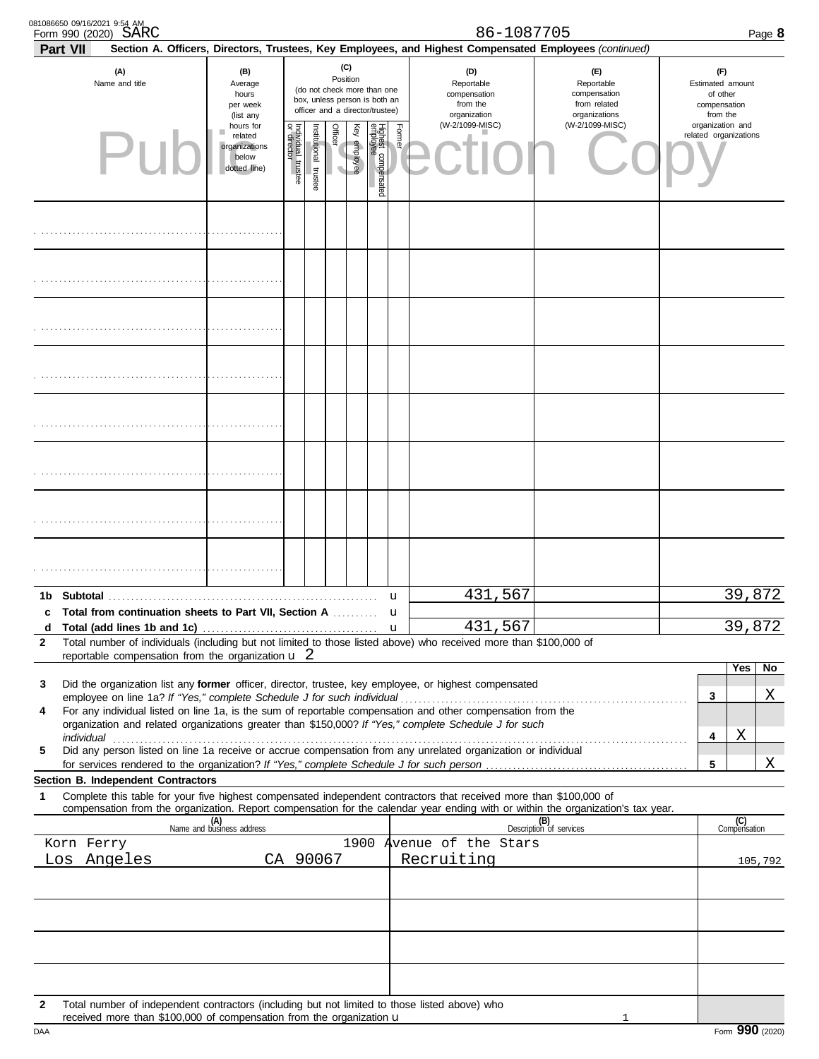Form 990 (2020) SARC 86-1087705 Page **8**

**Part VII** **Section A. Officers, Directors, Trustees, Key Employees, and Highest Compensated Employees** *(continued)*

| (A) Name and title | (B) Average hours per week (list any hours for related organizations below dotted line) | (C) Position: Individual trustee or director | Institutional trustee | Officer | Key employee | Highest compensated employee | Former | (D) Reportable compensation from the organization (W-2/1099-MISC) | (E) Reportable compensation from related organizations (W-2/1099-MISC) | (F) Estimated amount of other compensation from the organization and related organizations |
|---|---|---|---|---|---|---|---|---|---|---|
| | | | | | | | | | | |
| | | | | | | | | | | |
| | | | | | | | | | | |
| | | | | | | | | | | |
| | | | | | | | | | | |
| | | | | | | | | | | |
| | | | | | | | | | | |
| | | | | | | | | | | |
| **1b Subtotal** | | | | | | | | 431,567 | | 39,872 |
| **c Total from continuation sheets to Part VII, Section A** | | | | | | | | | | |
| **d Total (add lines 1b and 1c)** | | | | | | | | 431,567 | | 39,872 |

**2** Total number of individuals (including but not limited to those listed above) who received more than $100,000 of reportable compensation from the organization u 2

| | | Yes | No |
|---|---|---|---|
| **3** Did the organization list any **former** officer, director, trustee, key employee, or highest compensated employee on line 1a? *If "Yes," complete Schedule J for such individual* | 3 | | X |
| **4** For any individual listed on line 1a, is the sum of reportable compensation and other compensation from the organization and related organizations greater than $150,000? *If "Yes," complete Schedule J for such individual* | 4 | X | |
| **5** Did any person listed on line 1a receive or accrue compensation from any unrelated organization or individual for services rendered to the organization? *If "Yes," complete Schedule J for such person* | 5 | | X |

**Section B. Independent Contractors**

**1** Complete this table for your five highest compensated independent contractors that received more than $100,000 of compensation from the organization. Report compensation for the calendar year ending with or within the organization's tax year.

| (A) Name and business address | (B) Description of services | (C) Compensation |
|---|---|---|
| Korn Ferry 1900 Avenue of the Stars Los Angeles CA 90067 | Recruiting | 105,792 |
| | | |
| | | |
| | | |
| | | |

**2** Total number of independent contractors (including but not limited to those listed above) who received more than $100,000 of compensation from the organization u 1

Form **990** (2020)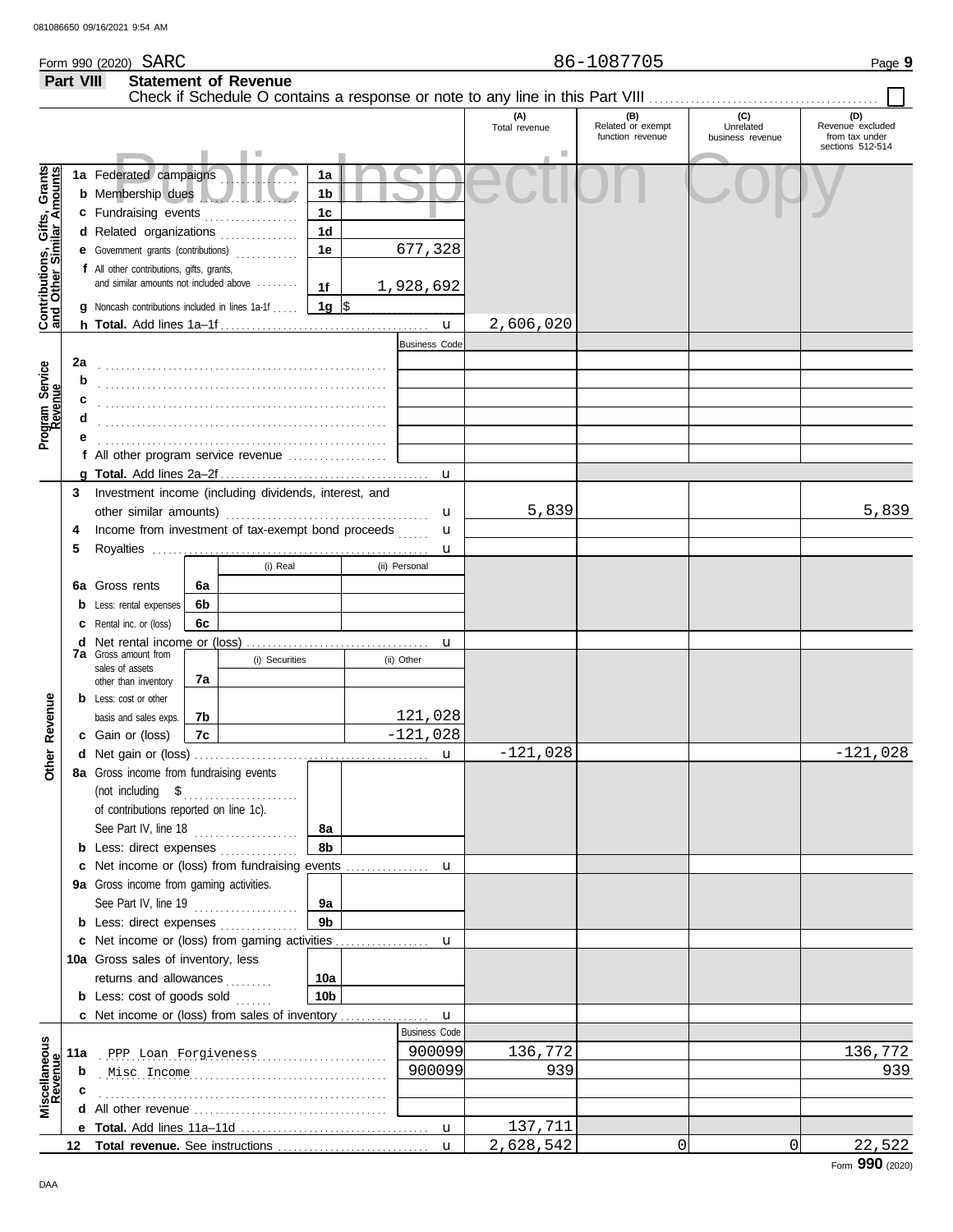Form 990 (2020) SARC 86-1087705 Page **9**

## Part VIII Statement of Revenue

Check if Schedule O contains a response or note to any line in this Part VIII ☐

Public Inspection Copy

| | | | (A) Total revenue | (B) Related or exempt function revenue | (C) Unrelated business revenue | (D) Revenue excluded from tax under sections 512-514 |
|---|---|---|---|---|---|---|
| **Contributions, Gifts, Grants and Other Similar Amounts** | | | | | | |
| 1a Federated campaigns | 1a | | | | | |
| b Membership dues | 1b | | | | | |
| c Fundraising events | 1c | | | | | |
| d Related organizations | 1d | | | | | |
| e Government grants (contributions) | 1e | 677,328 | | | | |
| f All other contributions, gifts, grants, and similar amounts not included above | 1f | 1,928,692 | | | | |
| g Noncash contributions included in lines 1a-1f | 1g | $ | | | | |
| h **Total.** Add lines 1a–1f | | | 2,606,020 | | | |
| **Program Service Revenue** | | Business Code | | | | |
| 2a | | | | | | |
| b | | | | | | |
| c | | | | | | |
| d | | | | | | |
| e | | | | | | |
| f All other program service revenue | | | | | | |
| g **Total.** Add lines 2a–2f | | | | | | |
| **Other Revenue** | | | | | | |
| 3 Investment income (including dividends, interest, and other similar amounts) | | | 5,839 | | | 5,839 |
| 4 Income from investment of tax-exempt bond proceeds | | | | | | |
| 5 Royalties | | | | | | |
| | (i) Real | (ii) Personal | | | | |
| 6a Gross rents (6a) | | | | | | |
| b Less: rental expenses (6b) | | | | | | |
| c Rental inc. or (loss) (6c) | | | | | | |
| d Net rental income or (loss) | | | | | | |
| 7a Gross amount from sales of assets other than inventory (7a) | (i) Securities | (ii) Other | | | | |
| b Less: cost or other basis and sales exps. (7b) | | 121,028 | | | | |
| c Gain or (loss) (7c) | | -121,028 | | | | |
| d Net gain or (loss) | | | -121,028 | | | -121,028 |
| 8a Gross income from fundraising events (not including $ of contributions reported on line 1c). See Part IV, line 18 | 8a | | | | | |
| b Less: direct expenses | 8b | | | | | |
| c Net income or (loss) from fundraising events | | | | | | |
| 9a Gross income from gaming activities. See Part IV, line 19 | 9a | | | | | |
| b Less: direct expenses | 9b | | | | | |
| c Net income or (loss) from gaming activities | | | | | | |
| 10a Gross sales of inventory, less returns and allowances | 10a | | | | | |
| b Less: cost of goods sold | 10b | | | | | |
| c Net income or (loss) from sales of inventory | | | | | | |
| **Miscellaneous Revenue** | | Business Code | | | | |
| 11a PPP Loan Forgiveness | | 900099 | 136,772 | | | 136,772 |
| b Misc Income | | 900099 | 939 | | | 939 |
| c | | | | | | |
| d All other revenue | | | | | | |
| e **Total.** Add lines 11a–11d | | | 137,711 | | | |
| 12 **Total revenue.** See instructions | | | 2,628,542 | 0 | 0 | 22,522 |

Form **990** (2020)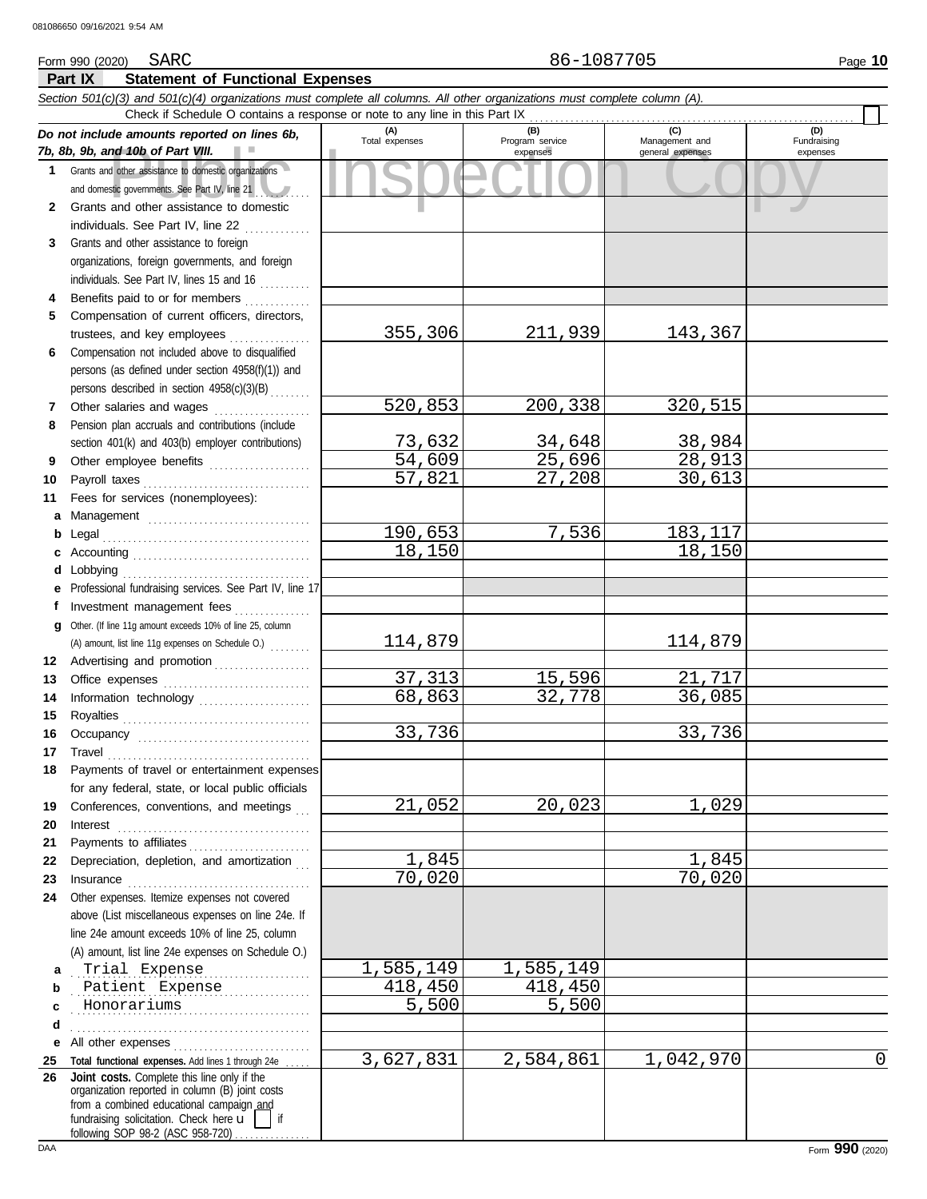081086650 09/16/2021 9:54 AM

Form 990 (2020) SARC 86-1087705

## Part IX Statement of Functional Expenses

*Section 501(c)(3) and 501(c)(4) organizations must complete all columns. All other organizations must complete column (A).*

Check if Schedule O contains a response or note to any line in this Part IX

| ***Do not include amounts reported on lines 6b, 7b, 8b, 9b, and 10b of Part VIII.*** | (A) Total expenses | (B) Program service expenses | (C) Management and general expenses | (D) Fundraising expenses |
|---|---|---|---|---|
| **1** Grants and other assistance to domestic organizations and domestic governments. See Part IV, line 21 | | | | |
| **2** Grants and other assistance to domestic individuals. See Part IV, line 22 | | | | |
| **3** Grants and other assistance to foreign organizations, foreign governments, and foreign individuals. See Part IV, lines 15 and 16 | | | | |
| **4** Benefits paid to or for members | | | | |
| **5** Compensation of current officers, directors, trustees, and key employees | 355,306 | 211,939 | 143,367 | |
| **6** Compensation not included above to disqualified persons (as defined under section 4958(f)(1)) and persons described in section 4958(c)(3)(B) | | | | |
| **7** Other salaries and wages | 520,853 | 200,338 | 320,515 | |
| **8** Pension plan accruals and contributions (include section 401(k) and 403(b) employer contributions) | 73,632 | 34,648 | 38,984 | |
| **9** Other employee benefits | 54,609 | 25,696 | 28,913 | |
| **10** Payroll taxes | 57,821 | 27,208 | 30,613 | |
| **11** Fees for services (nonemployees): | | | | |
| **a** Management | | | | |
| **b** Legal | 190,653 | 7,536 | 183,117 | |
| **c** Accounting | 18,150 | | 18,150 | |
| **d** Lobbying | | | | |
| **e** Professional fundraising services. See Part IV, line 17 | | | | |
| **f** Investment management fees | | | | |
| **g** Other. (If line 11g amount exceeds 10% of line 25, column (A) amount, list line 11g expenses on Schedule O.) | 114,879 | | 114,879 | |
| **12** Advertising and promotion | | | | |
| **13** Office expenses | 37,313 | 15,596 | 21,717 | |
| **14** Information technology | 68,863 | 32,778 | 36,085 | |
| **15** Royalties | | | | |
| **16** Occupancy | 33,736 | | 33,736 | |
| **17** Travel | | | | |
| **18** Payments of travel or entertainment expenses for any federal, state, or local public officials | | | | |
| **19** Conferences, conventions, and meetings | 21,052 | 20,023 | 1,029 | |
| **20** Interest | | | | |
| **21** Payments to affiliates | | | | |
| **22** Depreciation, depletion, and amortization | 1,845 | | 1,845 | |
| **23** Insurance | 70,020 | | 70,020 | |
| **24** Other expenses. Itemize expenses not covered above (List miscellaneous expenses on line 24e. If line 24e amount exceeds 10% of line 25, column (A) amount, list line 24e expenses on Schedule O.) | | | | |
| **a** Trial Expense | 1,585,149 | 1,585,149 | | |
| **b** Patient Expense | 418,450 | 418,450 | | |
| **c** Honorariums | 5,500 | 5,500 | | |
| **d** | | | | |
| **e** All other expenses | | | | |
| **25 Total functional expenses.** Add lines 1 through 24e | 3,627,831 | 2,584,861 | 1,042,970 | 0 |
| **26 Joint costs.** Complete this line only if the organization reported in column (B) joint costs from a combined educational campaign and fundraising solicitation. Check here ☐ if following SOP 98-2 (ASC 958-720) | | | | |

DAA Form **990** (2020)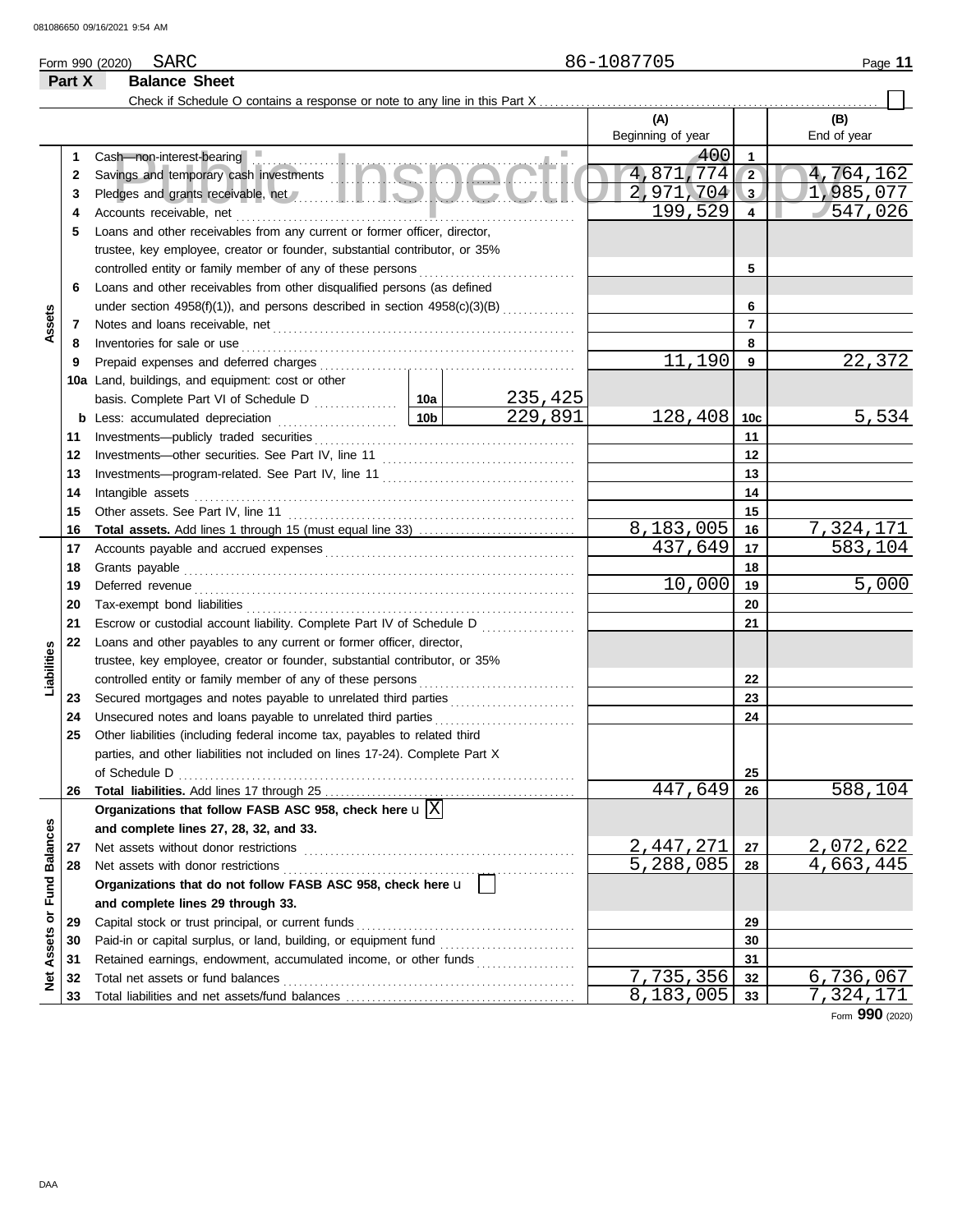Form 990 (2020) SARC 86-1087705 Page **11**

**Part X Balance Sheet**

Check if Schedule O contains a response or note to any line in this Part X ☐

| | | | | (A) Beginning of year | | (B) End of year |
|---|---|---|---|---|---|---|
| **Assets** | 1 | Cash—non-interest-bearing | | 400 | 1 | |
| | 2 | Savings and temporary cash investments | | 4,871,774 | 2 | 4,764,162 |
| | 3 | Pledges and grants receivable, net | | 2,971,704 | 3 | 1,985,077 |
| | 4 | Accounts receivable, net | | 199,529 | 4 | 547,026 |
| | 5 | Loans and other receivables from any current or former officer, director, trustee, key employee, creator or founder, substantial contributor, or 35% controlled entity or family member of any of these persons | | | 5 | |
| | 6 | Loans and other receivables from other disqualified persons (as defined under section 4958(f)(1)), and persons described in section 4958(c)(3)(B) | | | 6 | |
| | 7 | Notes and loans receivable, net | | | 7 | |
| | 8 | Inventories for sale or use | | | 8 | |
| | 9 | Prepaid expenses and deferred charges | | 11,190 | 9 | 22,372 |
| | 10a | Land, buildings, and equipment: cost or other basis. Complete Part VI of Schedule D | 10a 235,425 | | | |
| | b | Less: accumulated depreciation | 10b 229,891 | 128,408 | 10c | 5,534 |
| | 11 | Investments—publicly traded securities | | | 11 | |
| | 12 | Investments—other securities. See Part IV, line 11 | | | 12 | |
| | 13 | Investments—program-related. See Part IV, line 11 | | | 13 | |
| | 14 | Intangible assets | | | 14 | |
| | 15 | Other assets. See Part IV, line 11 | | | 15 | |
| | 16 | **Total assets.** Add lines 1 through 15 (must equal line 33) | | 8,183,005 | 16 | 7,324,171 |
| **Liabilities** | 17 | Accounts payable and accrued expenses | | 437,649 | 17 | 583,104 |
| | 18 | Grants payable | | | 18 | |
| | 19 | Deferred revenue | | 10,000 | 19 | 5,000 |
| | 20 | Tax-exempt bond liabilities | | | 20 | |
| | 21 | Escrow or custodial account liability. Complete Part IV of Schedule D | | | 21 | |
| | 22 | Loans and other payables to any current or former officer, director, trustee, key employee, creator or founder, substantial contributor, or 35% controlled entity or family member of any of these persons | | | 22 | |
| | 23 | Secured mortgages and notes payable to unrelated third parties | | | 23 | |
| | 24 | Unsecured notes and loans payable to unrelated third parties | | | 24 | |
| | 25 | Other liabilities (including federal income tax, payables to related third parties, and other liabilities not included on lines 17-24). Complete Part X of Schedule D | | | 25 | |
| | 26 | **Total liabilities.** Add lines 17 through 25 | | 447,649 | 26 | 588,104 |
| **Net Assets or Fund Balances** | | **Organizations that follow FASB ASC 958, check here** ☒ **and complete lines 27, 28, 32, and 33.** | | | | |
| | 27 | Net assets without donor restrictions | | 2,447,271 | 27 | 2,072,622 |
| | 28 | Net assets with donor restrictions | | 5,288,085 | 28 | 4,663,445 |
| | | **Organizations that do not follow FASB ASC 958, check here** ☐ **and complete lines 29 through 33.** | | | | |
| | 29 | Capital stock or trust principal, or current funds | | | 29 | |
| | 30 | Paid-in or capital surplus, or land, building, or equipment fund | | | 30 | |
| | 31 | Retained earnings, endowment, accumulated income, or other funds | | | 31 | |
| | 32 | Total net assets or fund balances | | 7,735,356 | 32 | 6,736,067 |
| | 33 | Total liabilities and net assets/fund balances | | 8,183,005 | 33 | 7,324,171 |

Form **990** (2020)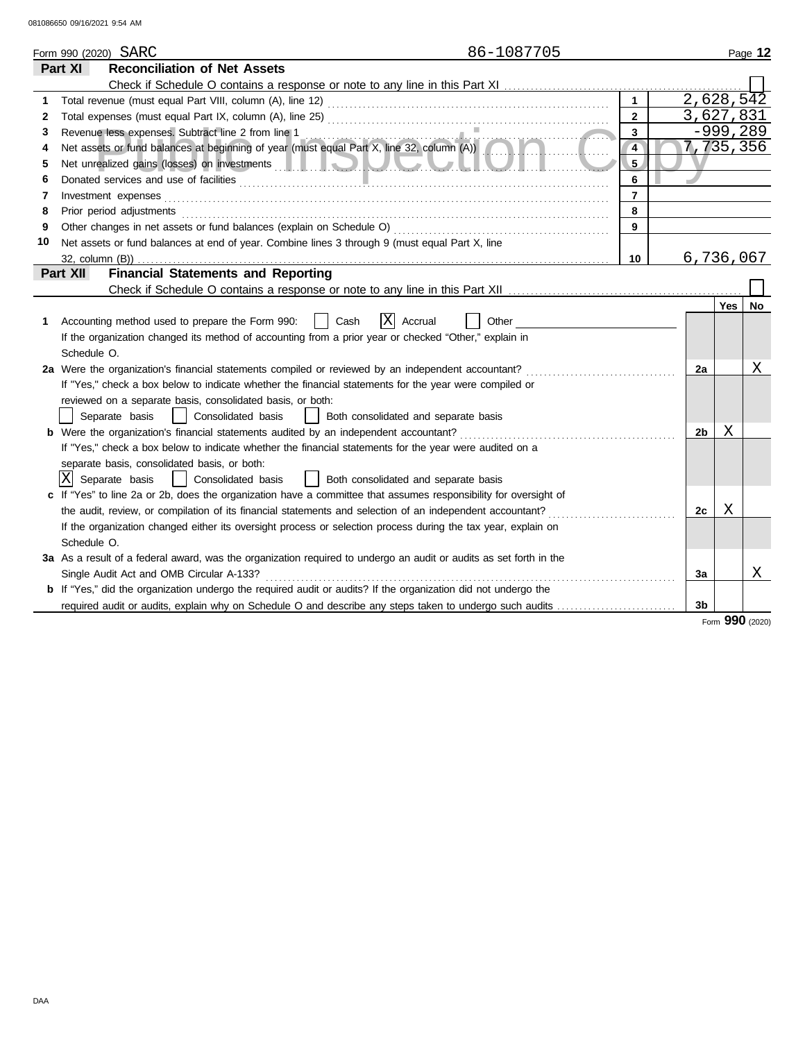Form 990 (2020) SARC 86-1087705

## Part XI Reconciliation of Net Assets

Check if Schedule O contains a response or note to any line in this Part XI ☐

| | | | |
|---|---|---|---|
| 1 | Total revenue (must equal Part VIII, column (A), line 12) | 1 | 2,628,542 |
| 2 | Total expenses (must equal Part IX, column (A), line 25) | 2 | 3,627,831 |
| 3 | Revenue less expenses. Subtract line 2 from line 1 | 3 | -999,289 |
| 4 | Net assets or fund balances at beginning of year (must equal Part X, line 32, column (A)) | 4 | 7,735,356 |
| 5 | Net unrealized gains (losses) on investments | 5 | |
| 6 | Donated services and use of facilities | 6 | |
| 7 | Investment expenses | 7 | |
| 8 | Prior period adjustments | 8 | |
| 9 | Other changes in net assets or fund balances (explain on Schedule O) | 9 | |
| 10 | Net assets or fund balances at end of year. Combine lines 3 through 9 (must equal Part X, line 32, column (B)) | 10 | 6,736,067 |

## Part XII Financial Statements and Reporting

Check if Schedule O contains a response or note to any line in this Part XII ☐

| | | | Yes | No |
|---|---|---|---|---|
| 1 | Accounting method used to prepare the Form 990: ☐ Cash ☒ Accrual ☐ Other<br>If the organization changed its method of accounting from a prior year or checked "Other," explain in Schedule O. | | | |
| 2a | Were the organization's financial statements compiled or reviewed by an independent accountant?<br>If "Yes," check a box below to indicate whether the financial statements for the year were compiled or reviewed on a separate basis, consolidated basis, or both:<br>☐ Separate basis ☐ Consolidated basis ☐ Both consolidated and separate basis | 2a | | X |
| b | Were the organization's financial statements audited by an independent accountant?<br>If "Yes," check a box below to indicate whether the financial statements for the year were audited on a separate basis, consolidated basis, or both:<br>☒ Separate basis ☐ Consolidated basis ☐ Both consolidated and separate basis | 2b | X | |
| c | If "Yes" to line 2a or 2b, does the organization have a committee that assumes responsibility for oversight of the audit, review, or compilation of its financial statements and selection of an independent accountant?<br>If the organization changed either its oversight process or selection process during the tax year, explain on Schedule O. | 2c | X | |
| 3a | As a result of a federal award, was the organization required to undergo an audit or audits as set forth in the Single Audit Act and OMB Circular A-133? | 3a | | X |
| b | If "Yes," did the organization undergo the required audit or audits? If the organization did not undergo the required audit or audits, explain why on Schedule O and describe any steps taken to undergo such audits | 3b | | |

Form **990** (2020)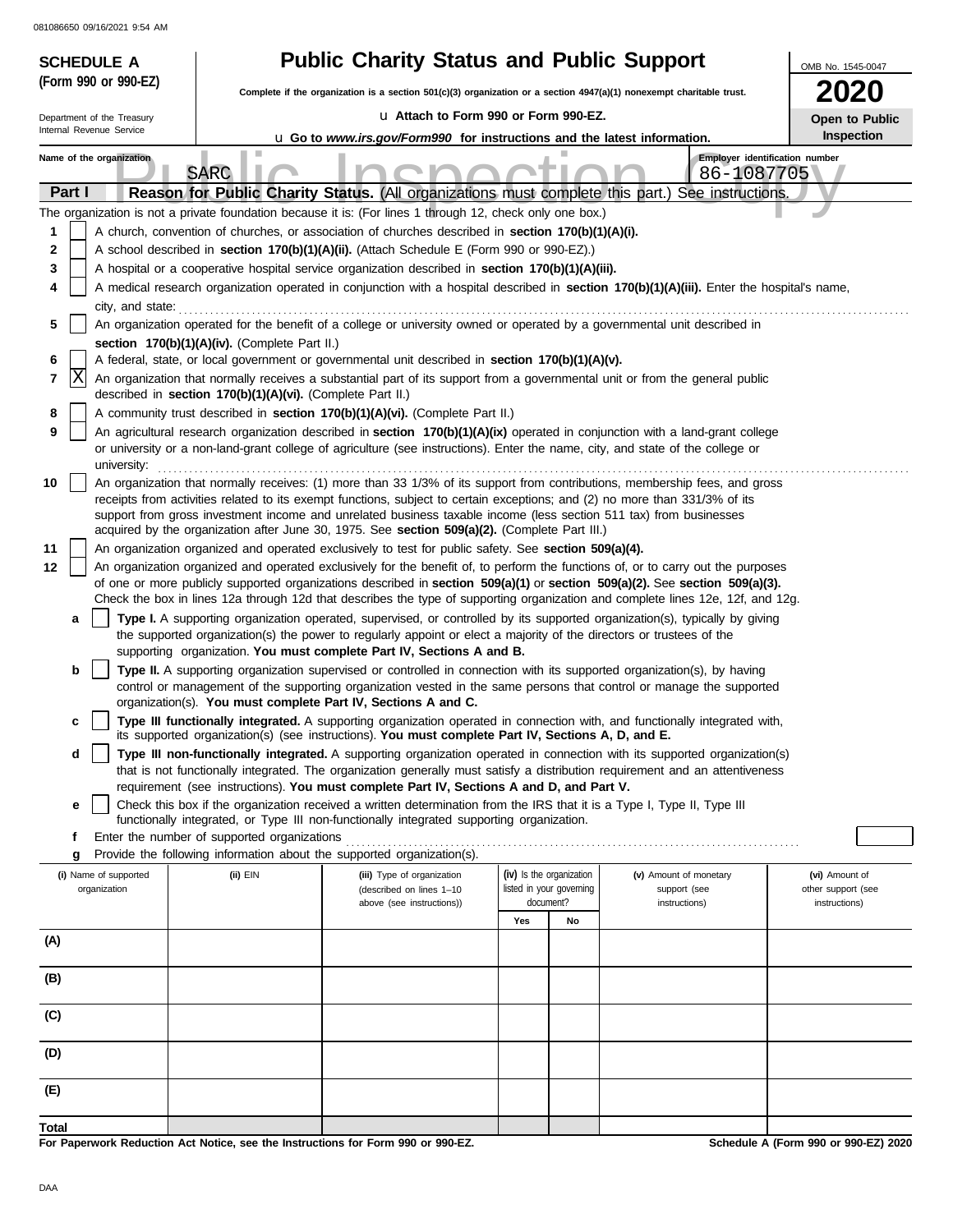081086650 09/16/2021 9:54 AM

**SCHEDULE A (Form 990 or 990-EZ)**

Department of the Treasury
Internal Revenue Service

# Public Charity Status and Public Support

**Complete if the organization is a section 501(c)(3) organization or a section 4947(a)(1) nonexempt charitable trust.**

u Attach to Form 990 or Form 990-EZ.

u Go to *www.irs.gov/Form990* for instructions and the latest information.

OMB No. 1545-0047

**2020**

**Open to Public Inspection**

Name of the organization: SARC

Employer identification number: 86-1087705

## Part I Reason for Public Charity Status. (All organizations must complete this part.) See instructions.

The organization is not a private foundation because it is: (For lines 1 through 12, check only one box.)

1 [ ] A church, convention of churches, or association of churches described in **section 170(b)(1)(A)(i).**

2 [ ] A school described in **section 170(b)(1)(A)(ii).** (Attach Schedule E (Form 990 or 990-EZ).)

3 [ ] A hospital or a cooperative hospital service organization described in **section 170(b)(1)(A)(iii).**

4 [ ] A medical research organization operated in conjunction with a hospital described in **section 170(b)(1)(A)(iii).** Enter the hospital's name, city, and state:

5 [ ] An organization operated for the benefit of a college or university owned or operated by a governmental unit described in **section 170(b)(1)(A)(iv).** (Complete Part II.)

6 [ ] A federal, state, or local government or governmental unit described in **section 170(b)(1)(A)(v).**

7 [X] An organization that normally receives a substantial part of its support from a governmental unit or from the general public described in **section 170(b)(1)(A)(vi).** (Complete Part II.)

8 [ ] A community trust described in **section 170(b)(1)(A)(vi).** (Complete Part II.)

9 [ ] An agricultural research organization described in **section 170(b)(1)(A)(ix)** operated in conjunction with a land-grant college or university or a non-land-grant college of agriculture (see instructions). Enter the name, city, and state of the college or university:

10 [ ] An organization that normally receives: (1) more than 33 1/3% of its support from contributions, membership fees, and gross receipts from activities related to its exempt functions, subject to certain exceptions; and (2) no more than 331/3% of its support from gross investment income and unrelated business taxable income (less section 511 tax) from businesses acquired by the organization after June 30, 1975. See **section 509(a)(2).** (Complete Part III.)

11 [ ] An organization organized and operated exclusively to test for public safety. See **section 509(a)(4).**

12 [ ] An organization organized and operated exclusively for the benefit of, to perform the functions of, or to carry out the purposes of one or more publicly supported organizations described in **section 509(a)(1)** or **section 509(a)(2).** See **section 509(a)(3).** Check the box in lines 12a through 12d that describes the type of supporting organization and complete lines 12e, 12f, and 12g.

a [ ] **Type I.** A supporting organization operated, supervised, or controlled by its supported organization(s), typically by giving the supported organization(s) the power to regularly appoint or elect a majority of the directors or trustees of the supporting organization. **You must complete Part IV, Sections A and B.**

b [ ] **Type II.** A supporting organization supervised or controlled in connection with its supported organization(s), by having control or management of the supporting organization vested in the same persons that control or manage the supported organization(s). **You must complete Part IV, Sections A and C.**

c [ ] **Type III functionally integrated.** A supporting organization operated in connection with, and functionally integrated with, its supported organization(s) (see instructions). **You must complete Part IV, Sections A, D, and E.**

d [ ] **Type III non-functionally integrated.** A supporting organization operated in connection with its supported organization(s) that is not functionally integrated. The organization generally must satisfy a distribution requirement and an attentiveness requirement (see instructions). **You must complete Part IV, Sections A and D, and Part V.**

e [ ] Check this box if the organization received a written determination from the IRS that it is a Type I, Type II, Type III functionally integrated, or Type III non-functionally integrated supporting organization.

f Enter the number of supported organizations

g Provide the following information about the supported organization(s).

| (i) Name of supported organization | (ii) EIN | (iii) Type of organization (described on lines 1–10 above (see instructions)) | (iv) Is the organization listed in your governing document? | | (v) Amount of monetary support (see instructions) | (vi) Amount of other support (see instructions) |
|---|---|---|---|---|---|---|
| | | | Yes | No | | |
| (A) | | | | | | |
| (B) | | | | | | |
| (C) | | | | | | |
| (D) | | | | | | |
| (E) | | | | | | |
| Total | | | | | | |

**For Paperwork Reduction Act Notice, see the Instructions for Form 990 or 990-EZ.**

**Schedule A (Form 990 or 990-EZ) 2020**

DAA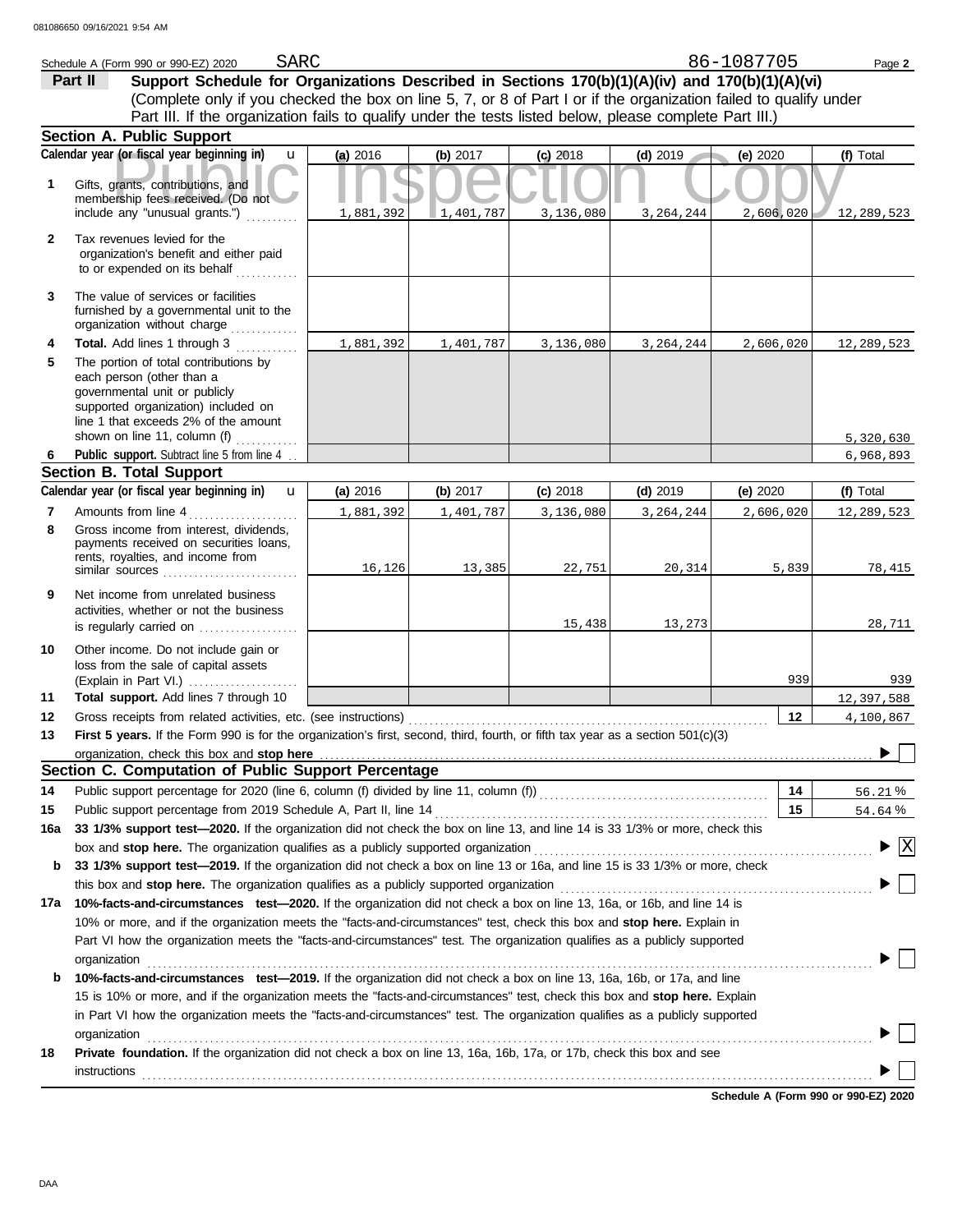Schedule A (Form 990 or 990-EZ) 2020 SARC 86-1087705 Page **2**

## Part II Support Schedule for Organizations Described in Sections 170(b)(1)(A)(iv) and 170(b)(1)(A)(vi)

(Complete only if you checked the box on line 5, 7, or 8 of Part I or if the organization failed to qualify under Part III. If the organization fails to qualify under the tests listed below, please complete Part III.)

### Section A. Public Support

| Calendar year (or fiscal year beginning in) | (a) 2016 | (b) 2017 | (c) 2018 | (d) 2019 | (e) 2020 | (f) Total |
|---|---|---|---|---|---|---|
| **1** Gifts, grants, contributions, and membership fees received. (Do not include any "unusual grants.") | 1,881,392 | 1,401,787 | 3,136,080 | 3,264,244 | 2,606,020 | 12,289,523 |
| **2** Tax revenues levied for the organization's benefit and either paid to or expended on its behalf | | | | | | |
| **3** The value of services or facilities furnished by a governmental unit to the organization without charge | | | | | | |
| **4** **Total.** Add lines 1 through 3 | 1,881,392 | 1,401,787 | 3,136,080 | 3,264,244 | 2,606,020 | 12,289,523 |
| **5** The portion of total contributions by each person (other than a governmental unit or publicly supported organization) included on line 1 that exceeds 2% of the amount shown on line 11, column (f) | | | | | | 5,320,630 |
| **6** **Public support.** Subtract line 5 from line 4 | | | | | | 6,968,893 |

### Section B. Total Support

| Calendar year (or fiscal year beginning in) | (a) 2016 | (b) 2017 | (c) 2018 | (d) 2019 | (e) 2020 | (f) Total |
|---|---|---|---|---|---|---|
| **7** Amounts from line 4 | 1,881,392 | 1,401,787 | 3,136,080 | 3,264,244 | 2,606,020 | 12,289,523 |
| **8** Gross income from interest, dividends, payments received on securities loans, rents, royalties, and income from similar sources | 16,126 | 13,385 | 22,751 | 20,314 | 5,839 | 78,415 |
| **9** Net income from unrelated business activities, whether or not the business is regularly carried on | | | 15,438 | 13,273 | | 28,711 |
| **10** Other income. Do not include gain or loss from the sale of capital assets (Explain in Part VI.) | | | | | 939 | 939 |
| **11** **Total support.** Add lines 7 through 10 | | | | | | 12,397,588 |

**12** Gross receipts from related activities, etc. (see instructions) **12** 4,100,867

**13** **First 5 years.** If the Form 990 is for the organization's first, second, third, fourth, or fifth tax year as a section 501(c)(3) organization, check this box and **stop here** ☐

### Section C. Computation of Public Support Percentage

**14** Public support percentage for 2020 (line 6, column (f) divided by line 11, column (f)) **14** 56.21 %

**15** Public support percentage from 2019 Schedule A, Part II, line 14 **15** 54.64 %

**16a** **33 1/3% support test—2020.** If the organization did not check the box on line 13, and line 14 is 33 1/3% or more, check this box and **stop here.** The organization qualifies as a publicly supported organization ☒

**b** **33 1/3% support test—2019.** If the organization did not check a box on line 13 or 16a, and line 15 is 33 1/3% or more, check this box and **stop here.** The organization qualifies as a publicly supported organization ☐

**17a** **10%-facts-and-circumstances test—2020.** If the organization did not check a box on line 13, 16a, or 16b, and line 14 is 10% or more, and if the organization meets the "facts-and-circumstances" test, check this box and **stop here.** Explain in Part VI how the organization meets the "facts-and-circumstances" test. The organization qualifies as a publicly supported organization ☐

**b** **10%-facts-and-circumstances test—2019.** If the organization did not check a box on line 13, 16a, 16b, or 17a, and line 15 is 10% or more, and if the organization meets the "facts-and-circumstances" test, check this box and **stop here.** Explain in Part VI how the organization meets the "facts-and-circumstances" test. The organization qualifies as a publicly supported organization ☐

**18** **Private foundation.** If the organization did not check a box on line 13, 16a, 16b, 17a, or 17b, check this box and see instructions ☐

**Schedule A (Form 990 or 990-EZ) 2020**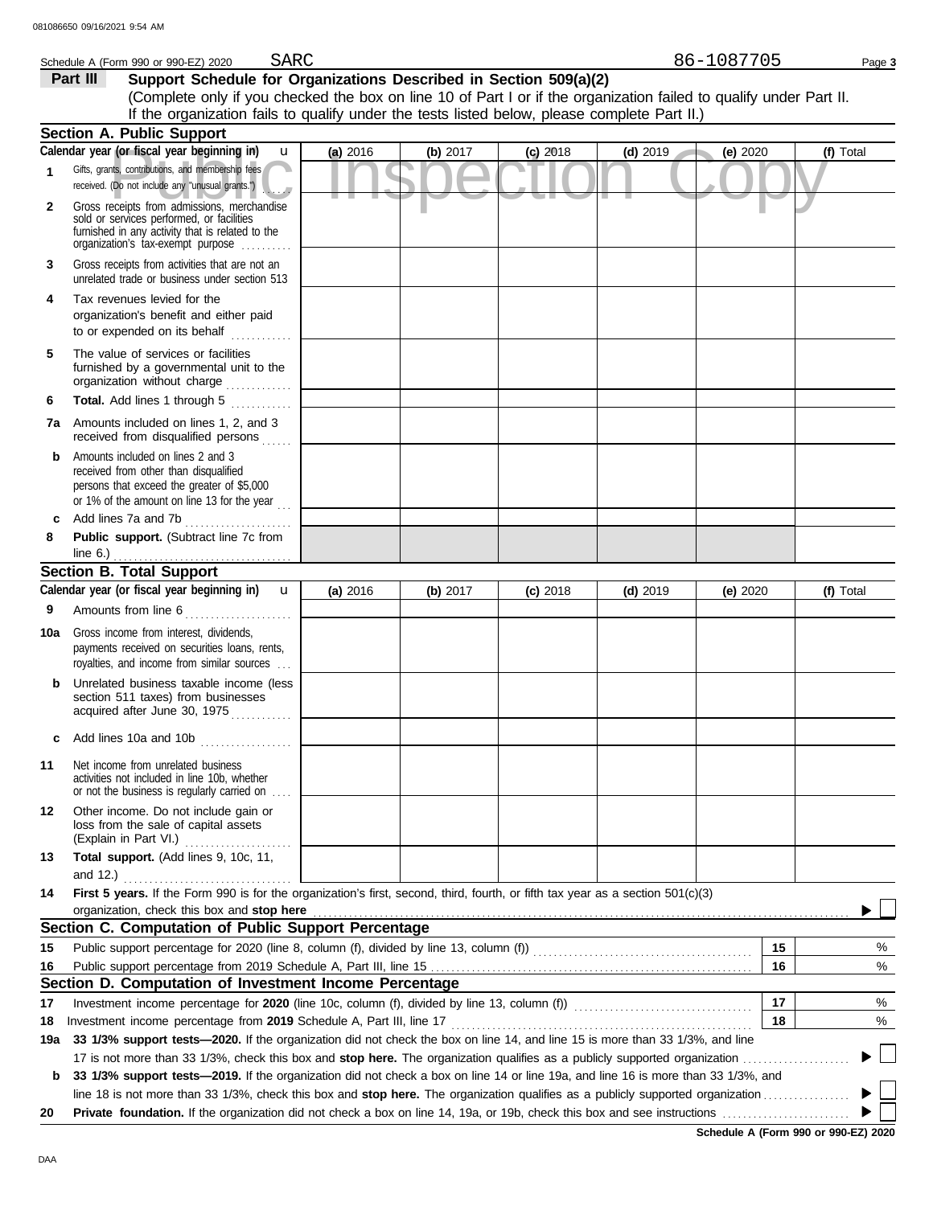Schedule A (Form 990 or 990-EZ) 2020 SARC 86-1087705

## Part III Support Schedule for Organizations Described in Section 509(a)(2)

(Complete only if you checked the box on line 10 of Part I or if the organization failed to qualify under Part II. If the organization fails to qualify under the tests listed below, please complete Part II.)

### Section A. Public Support

| Calendar year (or fiscal year beginning in) | (a) 2016 | (b) 2017 | (c) 2018 | (d) 2019 | (e) 2020 | (f) Total |
|---|---|---|---|---|---|---|
| 1 Gifts, grants, contributions, and membership fees received. (Do not include any "unusual grants.") | | | | | | |
| 2 Gross receipts from admissions, merchandise sold or services performed, or facilities furnished in any activity that is related to the organization's tax-exempt purpose | | | | | | |
| 3 Gross receipts from activities that are not an unrelated trade or business under section 513 | | | | | | |
| 4 Tax revenues levied for the organization's benefit and either paid to or expended on its behalf | | | | | | |
| 5 The value of services or facilities furnished by a governmental unit to the organization without charge | | | | | | |
| 6 **Total.** Add lines 1 through 5 | | | | | | |
| 7a Amounts included on lines 1, 2, and 3 received from disqualified persons | | | | | | |
| b Amounts included on lines 2 and 3 received from other than disqualified persons that exceed the greater of $5,000 or 1% of the amount on line 13 for the year | | | | | | |
| c Add lines 7a and 7b | | | | | | |
| 8 **Public support.** (Subtract line 7c from line 6.) | | | | | | |

### Section B. Total Support

| Calendar year (or fiscal year beginning in) | (a) 2016 | (b) 2017 | (c) 2018 | (d) 2019 | (e) 2020 | (f) Total |
|---|---|---|---|---|---|---|
| 9 Amounts from line 6 | | | | | | |
| 10a Gross income from interest, dividends, payments received on securities loans, rents, royalties, and income from similar sources | | | | | | |
| b Unrelated business taxable income (less section 511 taxes) from businesses acquired after June 30, 1975 | | | | | | |
| c Add lines 10a and 10b | | | | | | |
| 11 Net income from unrelated business activities not included in line 10b, whether or not the business is regularly carried on | | | | | | |
| 12 Other income. Do not include gain or loss from the sale of capital assets (Explain in Part VI.) | | | | | | |
| 13 **Total support.** (Add lines 9, 10c, 11, and 12.) | | | | | | |

14 **First 5 years.** If the Form 990 is for the organization's first, second, third, fourth, or fifth tax year as a section 501(c)(3) organization, check this box and **stop here** ☐

### Section C. Computation of Public Support Percentage

| | | | |
|---|---|---|---|
| 15 | Public support percentage for 2020 (line 8, column (f), divided by line 13, column (f)) | 15 | % |
| 16 | Public support percentage from 2019 Schedule A, Part III, line 15 | 16 | % |

### Section D. Computation of Investment Income Percentage

| | | | |
|---|---|---|---|
| 17 | Investment income percentage for **2020** (line 10c, column (f), divided by line 13, column (f)) | 17 | % |
| 18 | Investment income percentage from **2019** Schedule A, Part III, line 17 | 18 | % |

19a **33 1/3% support tests—2020.** If the organization did not check the box on line 14, and line 15 is more than 33 1/3%, and line 17 is not more than 33 1/3%, check this box and **stop here.** The organization qualifies as a publicly supported organization ☐

b **33 1/3% support tests—2019.** If the organization did not check a box on line 14 or line 19a, and line 16 is more than 33 1/3%, and line 18 is not more than 33 1/3%, check this box and **stop here.** The organization qualifies as a publicly supported organization ☐

20 **Private foundation.** If the organization did not check a box on line 14, 19a, or 19b, check this box and see instructions ☐

**Schedule A (Form 990 or 990-EZ) 2020**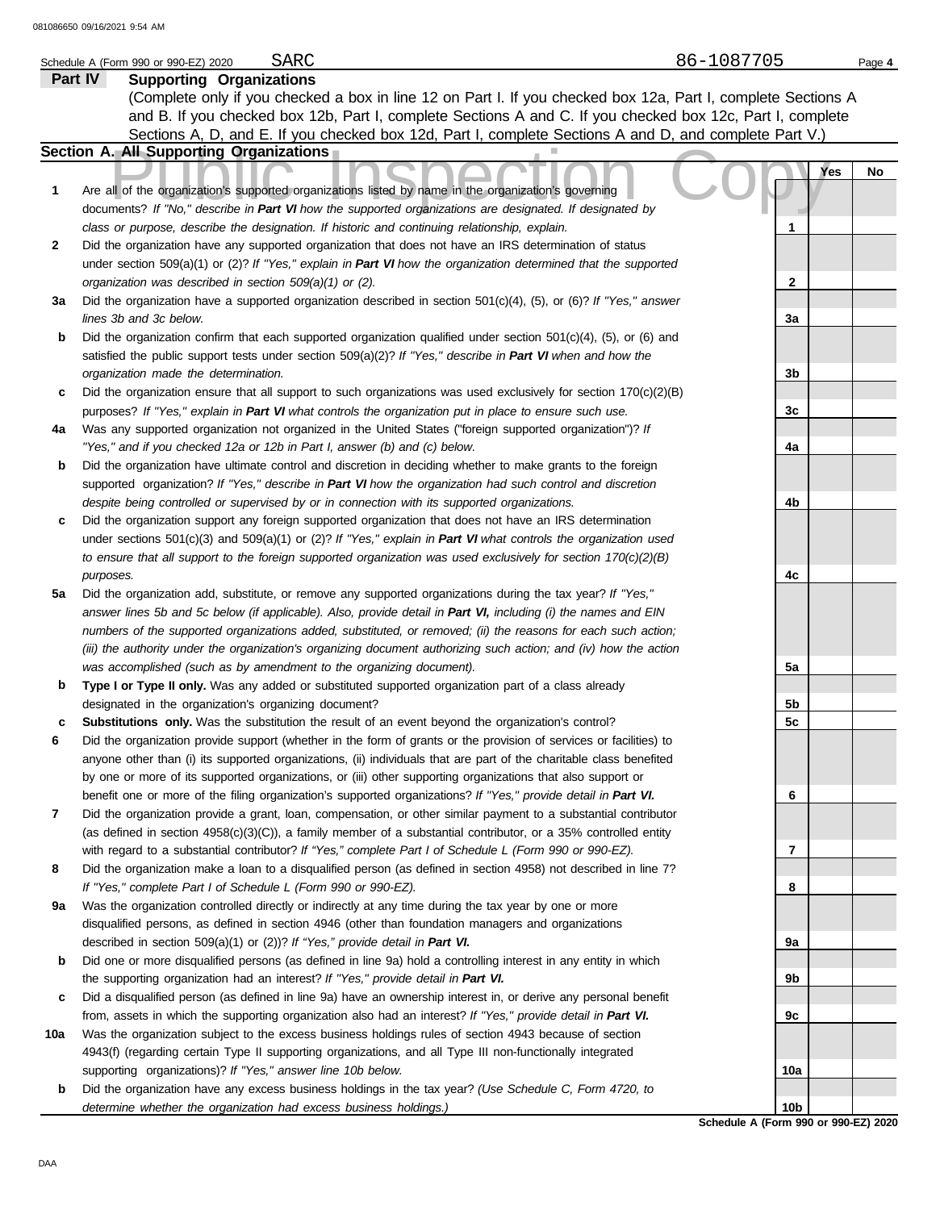Schedule A (Form 990 or 990-EZ) 2020 SARC 86-1087705

## Part IV Supporting Organizations

(Complete only if you checked a box in line 12 on Part I. If you checked box 12a, Part I, complete Sections A and B. If you checked box 12b, Part I, complete Sections A and C. If you checked box 12c, Part I, complete Sections A, D, and E. If you checked box 12d, Part I, complete Sections A and D, and complete Part V.)

### Section A. All Supporting Organizations

| | | | Yes | No |
|---|---|---|---|---|
| **1** | Are all of the organization's supported organizations listed by name in the organization's governing documents? *If "No," describe in **Part VI** how the supported organizations are designated. If designated by class or purpose, describe the designation. If historic and continuing relationship, explain.* | 1 | | |
| **2** | Did the organization have any supported organization that does not have an IRS determination of status under section 509(a)(1) or (2)? *If "Yes," explain in **Part VI** how the organization determined that the supported organization was described in section 509(a)(1) or (2).* | 2 | | |
| **3a** | Did the organization have a supported organization described in section 501(c)(4), (5), or (6)? *If "Yes," answer lines 3b and 3c below.* | 3a | | |
| **b** | Did the organization confirm that each supported organization qualified under section 501(c)(4), (5), or (6) and satisfied the public support tests under section 509(a)(2)? *If "Yes," describe in **Part VI** when and how the organization made the determination.* | 3b | | |
| **c** | Did the organization ensure that all support to such organizations was used exclusively for section 170(c)(2)(B) purposes? *If "Yes," explain in **Part VI** what controls the organization put in place to ensure such use.* | 3c | | |
| **4a** | Was any supported organization not organized in the United States ("foreign supported organization")? *If "Yes," and if you checked 12a or 12b in Part I, answer (b) and (c) below.* | 4a | | |
| **b** | Did the organization have ultimate control and discretion in deciding whether to make grants to the foreign supported organization? *If "Yes," describe in **Part VI** how the organization had such control and discretion despite being controlled or supervised by or in connection with its supported organizations.* | 4b | | |
| **c** | Did the organization support any foreign supported organization that does not have an IRS determination under sections 501(c)(3) and 509(a)(1) or (2)? *If "Yes," explain in **Part VI** what controls the organization used to ensure that all support to the foreign supported organization was used exclusively for section 170(c)(2)(B) purposes.* | 4c | | |
| **5a** | Did the organization add, substitute, or remove any supported organizations during the tax year? *If "Yes," answer lines 5b and 5c below (if applicable). Also, provide detail in **Part VI,** including (i) the names and EIN numbers of the supported organizations added, substituted, or removed; (ii) the reasons for each such action; (iii) the authority under the organization's organizing document authorizing such action; and (iv) how the action was accomplished (such as by amendment to the organizing document).* | 5a | | |
| **b** | **Type I or Type II only.** Was any added or substituted supported organization part of a class already designated in the organization's organizing document? | 5b | | |
| **c** | **Substitutions only.** Was the substitution the result of an event beyond the organization's control? | 5c | | |
| **6** | Did the organization provide support (whether in the form of grants or the provision of services or facilities) to anyone other than (i) its supported organizations, (ii) individuals that are part of the charitable class benefited by one or more of its supported organizations, or (iii) other supporting organizations that also support or benefit one or more of the filing organization's supported organizations? *If "Yes," provide detail in **Part VI.*** | 6 | | |
| **7** | Did the organization provide a grant, loan, compensation, or other similar payment to a substantial contributor (as defined in section 4958(c)(3)(C)), a family member of a substantial contributor, or a 35% controlled entity with regard to a substantial contributor? *If "Yes," complete Part I of Schedule L (Form 990 or 990-EZ).* | 7 | | |
| **8** | Did the organization make a loan to a disqualified person (as defined in section 4958) not described in line 7? *If "Yes," complete Part I of Schedule L (Form 990 or 990-EZ).* | 8 | | |
| **9a** | Was the organization controlled directly or indirectly at any time during the tax year by one or more disqualified persons, as defined in section 4946 (other than foundation managers and organizations described in section 509(a)(1) or (2))? *If "Yes," provide detail in **Part VI.*** | 9a | | |
| **b** | Did one or more disqualified persons (as defined in line 9a) hold a controlling interest in any entity in which the supporting organization had an interest? *If "Yes," provide detail in **Part VI.*** | 9b | | |
| **c** | Did a disqualified person (as defined in line 9a) have an ownership interest in, or derive any personal benefit from, assets in which the supporting organization also had an interest? *If "Yes," provide detail in **Part VI.*** | 9c | | |
| **10a** | Was the organization subject to the excess business holdings rules of section 4943 because of section 4943(f) (regarding certain Type II supporting organizations, and all Type III non-functionally integrated supporting organizations)? *If "Yes," answer line 10b below.* | 10a | | |
| **b** | Did the organization have any excess business holdings in the tax year? *(Use Schedule C, Form 4720, to determine whether the organization had excess business holdings.)* | 10b | | |

Schedule A (Form 990 or 990-EZ) 2020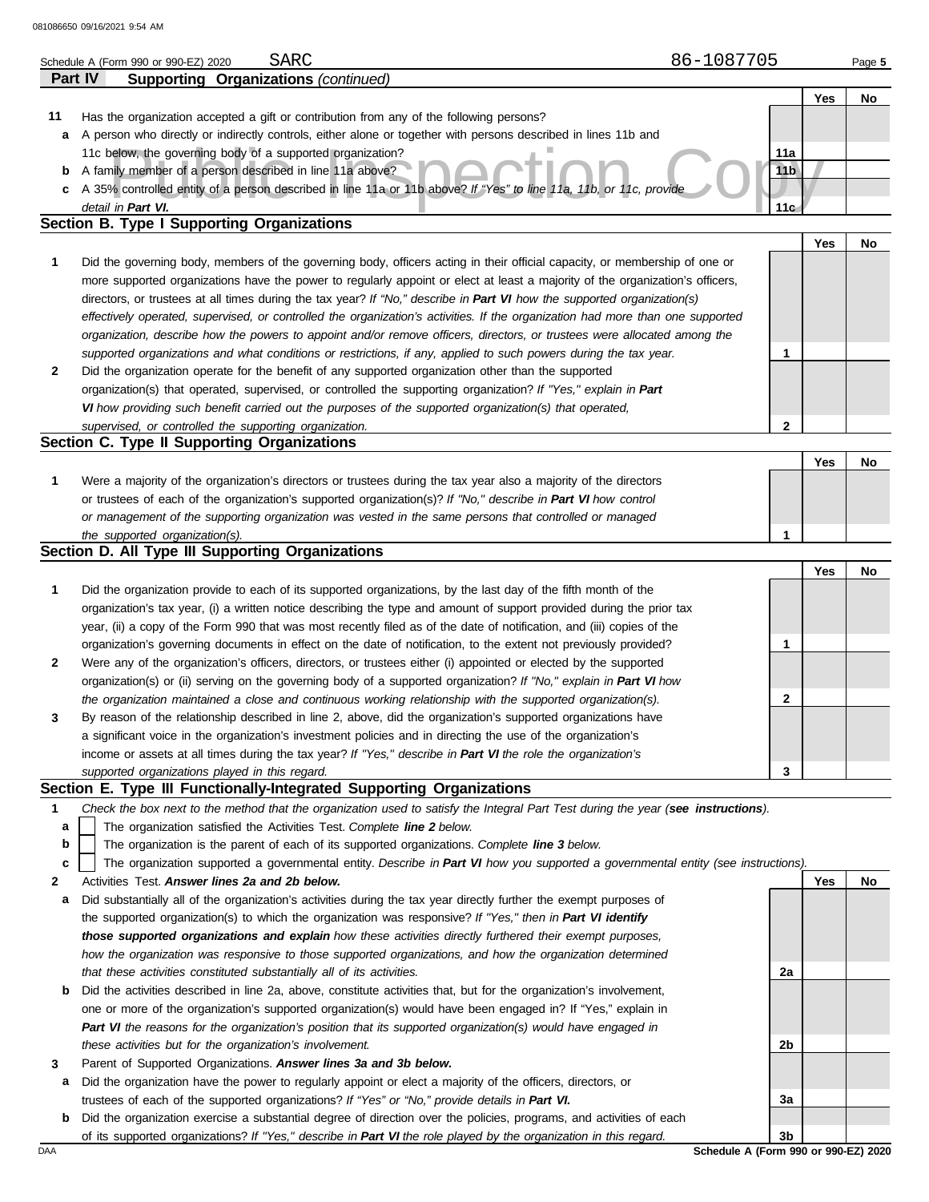Schedule A (Form 990 or 990-EZ) 2020 SARC 86-1087705 Page 5

**Part IV Supporting Organizations** *(continued)*

| | | | Yes | No |
|---|---|---|---|---|
| **11** | Has the organization accepted a gift or contribution from any of the following persons? | | | |
| **a** | A person who directly or indirectly controls, either alone or together with persons described in lines 11b and 11c below, the governing body of a supported organization? | 11a | | |
| **b** | A family member of a person described in line 11a above? | 11b | | |
| **c** | A 35% controlled entity of a person described in line 11a or 11b above? *If "Yes" to line 11a, 11b, or 11c, provide detail in* ***Part VI.*** | 11c | | |

## Section B. Type I Supporting Organizations

| | | | Yes | No |
|---|---|---|---|---|
| **1** | Did the governing body, members of the governing body, officers acting in their official capacity, or membership of one or more supported organizations have the power to regularly appoint or elect at least a majority of the organization's officers, directors, or trustees at all times during the tax year? *If "No," describe in* ***Part VI*** *how the supported organization(s) effectively operated, supervised, or controlled the organization's activities. If the organization had more than one supported organization, describe how the powers to appoint and/or remove officers, directors, or trustees were allocated among the supported organizations and what conditions or restrictions, if any, applied to such powers during the tax year.* | 1 | | |
| **2** | Did the organization operate for the benefit of any supported organization other than the supported organization(s) that operated, supervised, or controlled the supporting organization? *If "Yes," explain in* ***Part VI*** *how providing such benefit carried out the purposes of the supported organization(s) that operated, supervised, or controlled the supporting organization.* | 2 | | |

## Section C. Type II Supporting Organizations

| | | | Yes | No |
|---|---|---|---|---|
| **1** | Were a majority of the organization's directors or trustees during the tax year also a majority of the directors or trustees of each of the organization's supported organization(s)? *If "No," describe in* ***Part VI*** *how control or management of the supporting organization was vested in the same persons that controlled or managed the supported organization(s).* | 1 | | |

## Section D. All Type III Supporting Organizations

| | | | Yes | No |
|---|---|---|---|---|
| **1** | Did the organization provide to each of its supported organizations, by the last day of the fifth month of the organization's tax year, (i) a written notice describing the type and amount of support provided during the prior tax year, (ii) a copy of the Form 990 that was most recently filed as of the date of notification, and (iii) copies of the organization's governing documents in effect on the date of notification, to the extent not previously provided? | 1 | | |
| **2** | Were any of the organization's officers, directors, or trustees either (i) appointed or elected by the supported organization(s) or (ii) serving on the governing body of a supported organization? *If "No," explain in* ***Part VI*** *how the organization maintained a close and continuous working relationship with the supported organization(s).* | 2 | | |
| **3** | By reason of the relationship described in line 2, above, did the organization's supported organizations have a significant voice in the organization's investment policies and in directing the use of the organization's income or assets at all times during the tax year? *If "Yes," describe in* ***Part VI*** *the role the organization's supported organizations played in this regard.* | 3 | | |

## Section E. Type III Functionally-Integrated Supporting Organizations

**1** *Check the box next to the method that the organization used to satisfy the Integral Part Test during the year (**see instructions**).*

- **a** ☐ The organization satisfied the Activities Test. *Complete **line 2** below.*
- **b** ☐ The organization is the parent of each of its supported organizations. *Complete **line 3** below.*
- **c** ☐ The organization supported a governmental entity. *Describe in **Part VI** how you supported a governmental entity (see instructions).*

| | | | Yes | No |
|---|---|---|---|---|
| **2** | Activities Test. ***Answer lines 2a and 2b below.*** | | | |
| **a** | Did substantially all of the organization's activities during the tax year directly further the exempt purposes of the supported organization(s) to which the organization was responsive? *If "Yes," then in* ***Part VI identify those supported organizations and explain*** *how these activities directly furthered their exempt purposes, how the organization was responsive to those supported organizations, and how the organization determined that these activities constituted substantially all of its activities.* | 2a | | |
| **b** | Did the activities described in line 2a, above, constitute activities that, but for the organization's involvement, one or more of the organization's supported organization(s) would have been engaged in? If "Yes," explain in ***Part VI*** *the reasons for the organization's position that its supported organization(s) would have engaged in these activities but for the organization's involvement.* | 2b | | |
| **3** | Parent of Supported Organizations. ***Answer lines 3a and 3b below.*** | | | |
| **a** | Did the organization have the power to regularly appoint or elect a majority of the officers, directors, or trustees of each of the supported organizations? *If "Yes" or "No," provide details in* ***Part VI.*** | 3a | | |
| **b** | Did the organization exercise a substantial degree of direction over the policies, programs, and activities of each of its supported organizations? *If "Yes," describe in* ***Part VI*** *the role played by the organization in this regard.* | 3b | | |

DAA **Schedule A (Form 990 or 990-EZ) 2020**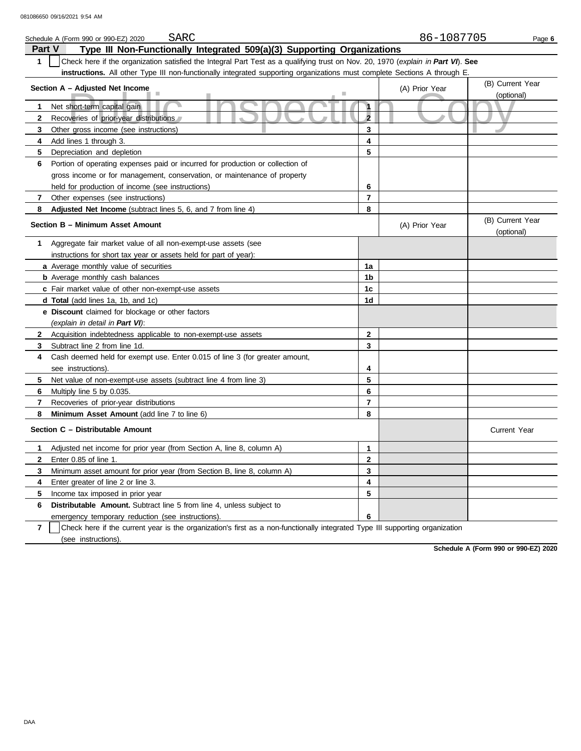081086650 09/16/2021 9:54 AM

Schedule A (Form 990 or 990-EZ) 2020 SARC 86-1087705 Page **6**

## Part V Type III Non-Functionally Integrated 509(a)(3) Supporting Organizations

**1** ☐ Check here if the organization satisfied the Integral Part Test as a qualifying trust on Nov. 20, 1970 (*explain in **Part VI***). **See instructions.** All other Type III non-functionally integrated supporting organizations must complete Sections A through E.

Public Inspection Copy

| **Section A – Adjusted Net Income** | | (A) Prior Year | (B) Current Year (optional) |
|---|---|---|---|
| **1** Net short-term capital gain | 1 | | |
| **2** Recoveries of prior-year distributions | 2 | | |
| **3** Other gross income (see instructions) | 3 | | |
| **4** Add lines 1 through 3. | 4 | | |
| **5** Depreciation and depletion | 5 | | |
| **6** Portion of operating expenses paid or incurred for production or collection of gross income or for management, conservation, or maintenance of property held for production of income (see instructions) | 6 | | |
| **7** Other expenses (see instructions) | 7 | | |
| **8** **Adjusted Net Income** (subtract lines 5, 6, and 7 from line 4) | 8 | | |

| **Section B – Minimum Asset Amount** | | (A) Prior Year | (B) Current Year (optional) |
|---|---|---|---|
| **1** Aggregate fair market value of all non-exempt-use assets (see instructions for short tax year or assets held for part of year): | | | |
| **a** Average monthly value of securities | 1a | | |
| **b** Average monthly cash balances | 1b | | |
| **c** Fair market value of other non-exempt-use assets | 1c | | |
| **d** **Total** (add lines 1a, 1b, and 1c) | 1d | | |
| **e** **Discount** claimed for blockage or other factors (*explain in detail in **Part VI***): | | | |
| **2** Acquisition indebtedness applicable to non-exempt-use assets | 2 | | |
| **3** Subtract line 2 from line 1d. | 3 | | |
| **4** Cash deemed held for exempt use. Enter 0.015 of line 3 (for greater amount, see instructions). | 4 | | |
| **5** Net value of non-exempt-use assets (subtract line 4 from line 3) | 5 | | |
| **6** Multiply line 5 by 0.035. | 6 | | |
| **7** Recoveries of prior-year distributions | 7 | | |
| **8** **Minimum Asset Amount** (add line 7 to line 6) | 8 | | |

| **Section C – Distributable Amount** | | | Current Year |
|---|---|---|---|
| **1** Adjusted net income for prior year (from Section A, line 8, column A) | 1 | | |
| **2** Enter 0.85 of line 1. | 2 | | |
| **3** Minimum asset amount for prior year (from Section B, line 8, column A) | 3 | | |
| **4** Enter greater of line 2 or line 3. | 4 | | |
| **5** Income tax imposed in prior year | 5 | | |
| **6** **Distributable Amount.** Subtract line 5 from line 4, unless subject to emergency temporary reduction (see instructions). | 6 | | |

**7** ☐ Check here if the current year is the organization's first as a non-functionally integrated Type III supporting organization (see instructions).

**Schedule A (Form 990 or 990-EZ) 2020**

DAA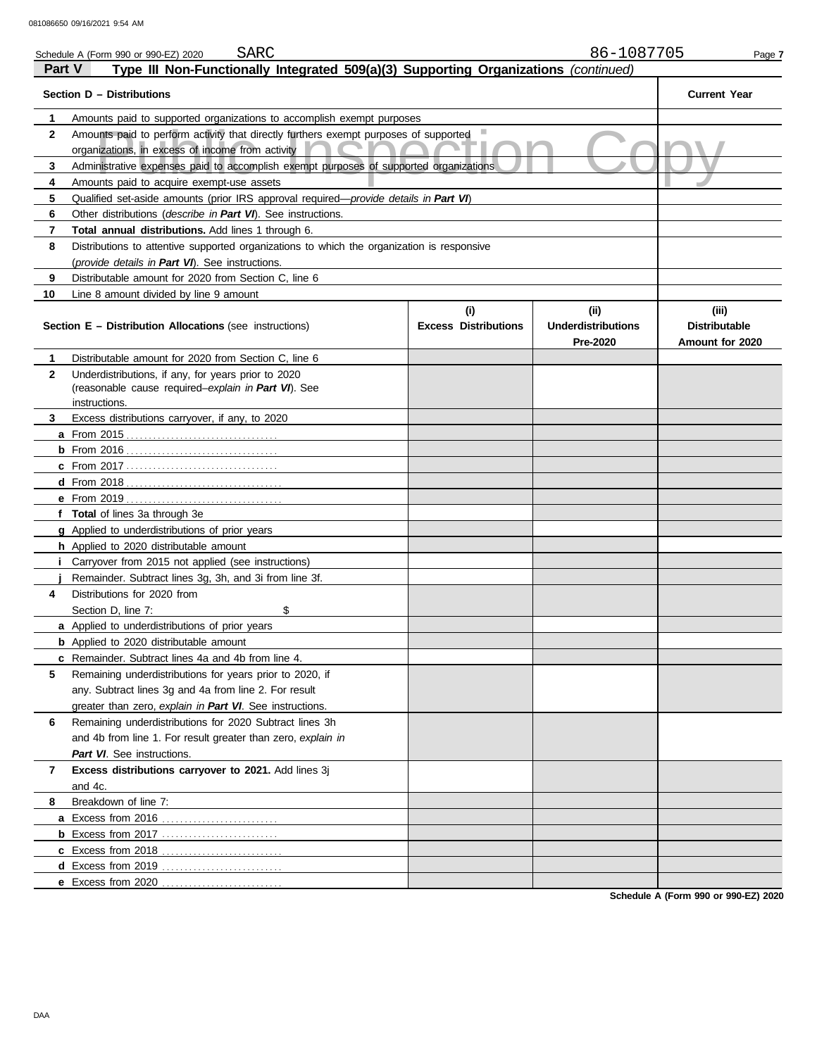Schedule A (Form 990 or 990-EZ) 2020 SARC 86-1087705

## Part V Type III Non-Functionally Integrated 509(a)(3) Supporting Organizations *(continued)*

| Section D – Distributions | | Current Year |
|---|---|---|
| 1 | Amounts paid to supported organizations to accomplish exempt purposes | |
| 2 | Amounts paid to perform activity that directly furthers exempt purposes of supported organizations, in excess of income from activity | |
| 3 | Administrative expenses paid to accomplish exempt purposes of supported organizations | |
| 4 | Amounts paid to acquire exempt-use assets | |
| 5 | Qualified set-aside amounts (prior IRS approval required—*provide details in **Part VI***) | |
| 6 | Other distributions (*describe in **Part VI***). See instructions. | |
| 7 | **Total annual distributions.** Add lines 1 through 6. | |
| 8 | Distributions to attentive supported organizations to which the organization is responsive (*provide details in **Part VI***). See instructions. | |
| 9 | Distributable amount for 2020 from Section C, line 6 | |
| 10 | Line 8 amount divided by line 9 amount | |

| | Section E – Distribution Allocations (see instructions) | (i) Excess Distributions | (ii) Underdistributions Pre-2020 | (iii) Distributable Amount for 2020 |
|---|---|---|---|---|
| 1 | Distributable amount for 2020 from Section C, line 6 | | | |
| 2 | Underdistributions, if any, for years prior to 2020 (reasonable cause required–*explain in **Part VI***). See instructions. | | | |
| 3 | Excess distributions carryover, if any, to 2020 | | | |
| a | From 2015 | | | |
| b | From 2016 | | | |
| c | From 2017 | | | |
| d | From 2018 | | | |
| e | From 2019 | | | |
| f | **Total** of lines 3a through 3e | | | |
| g | Applied to underdistributions of prior years | | | |
| h | Applied to 2020 distributable amount | | | |
| i | Carryover from 2015 not applied (see instructions) | | | |
| j | Remainder. Subtract lines 3g, 3h, and 3i from line 3f. | | | |
| 4 | Distributions for 2020 from Section D, line 7: $ | | | |
| a | Applied to underdistributions of prior years | | | |
| b | Applied to 2020 distributable amount | | | |
| c | Remainder. Subtract lines 4a and 4b from line 4. | | | |
| 5 | Remaining underdistributions for years prior to 2020, if any. Subtract lines 3g and 4a from line 2. For result greater than zero, *explain in **Part VI***. See instructions. | | | |
| 6 | Remaining underdistributions for 2020 Subtract lines 3h and 4b from line 1. For result greater than zero, *explain in **Part VI***. See instructions. | | | |
| 7 | **Excess distributions carryover to 2021.** Add lines 3j and 4c. | | | |
| 8 | Breakdown of line 7: | | | |
| a | Excess from 2016 | | | |
| b | Excess from 2017 | | | |
| c | Excess from 2018 | | | |
| d | Excess from 2019 | | | |
| e | Excess from 2020 | | | |

Schedule A (Form 990 or 990-EZ) 2020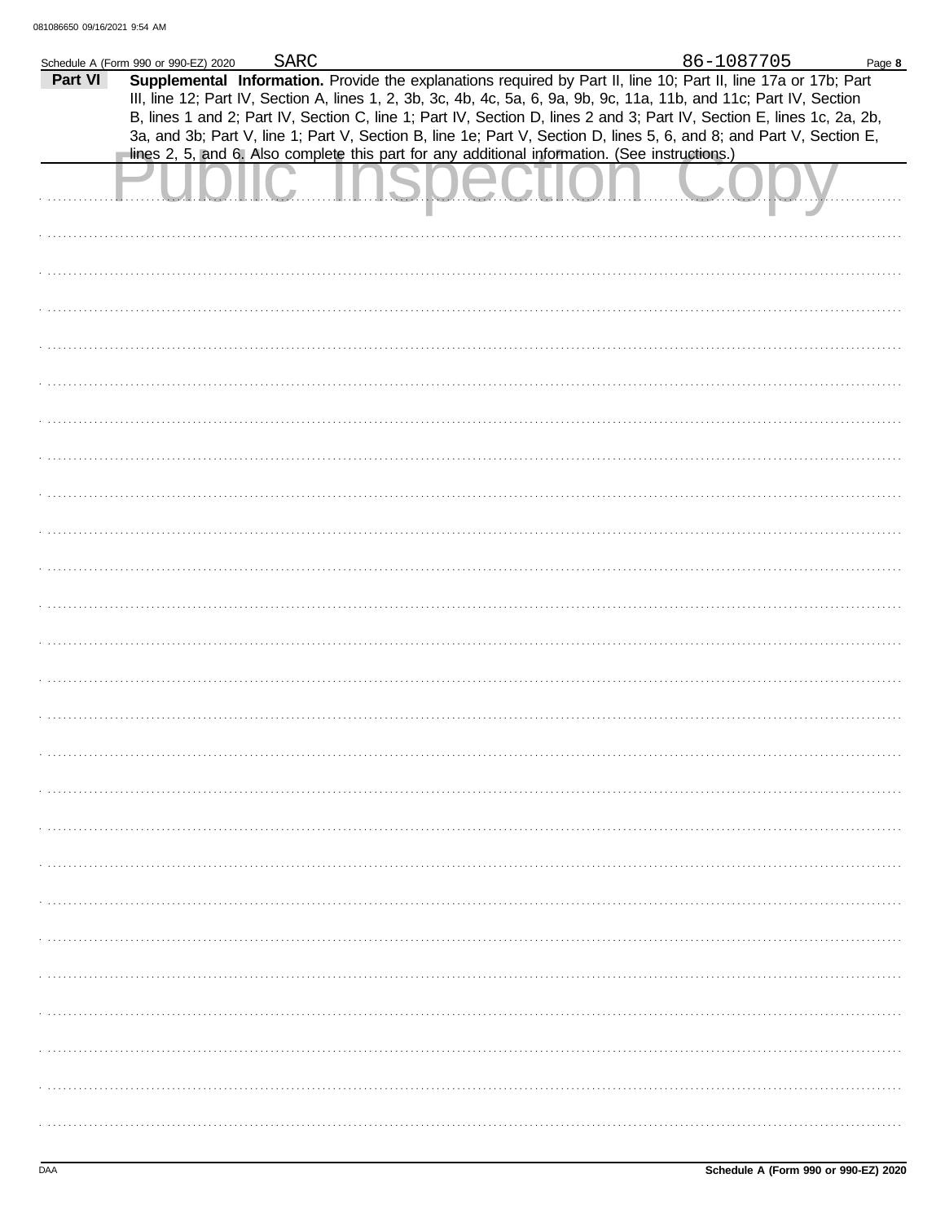Schedule A (Form 990 or 990-EZ) 2020 SARC 86-1087705

**Part VI** **Supplemental Information.** Provide the explanations required by Part II, line 10; Part II, line 17a or 17b; Part III, line 12; Part IV, Section A, lines 1, 2, 3b, 3c, 4b, 4c, 5a, 6, 9a, 9b, 9c, 11a, 11b, and 11c; Part IV, Section B, lines 1 and 2; Part IV, Section C, line 1; Part IV, Section D, lines 2 and 3; Part IV, Section E, lines 1c, 2a, 2b, 3a, and 3b; Part V, line 1; Part V, Section B, line 1e; Part V, Section D, lines 5, 6, and 8; and Part V, Section E, lines 2, 5, and 6. Also complete this part for any additional information. (See instructions.)

Public Inspection Copy

Schedule A (Form 990 or 990-EZ) 2020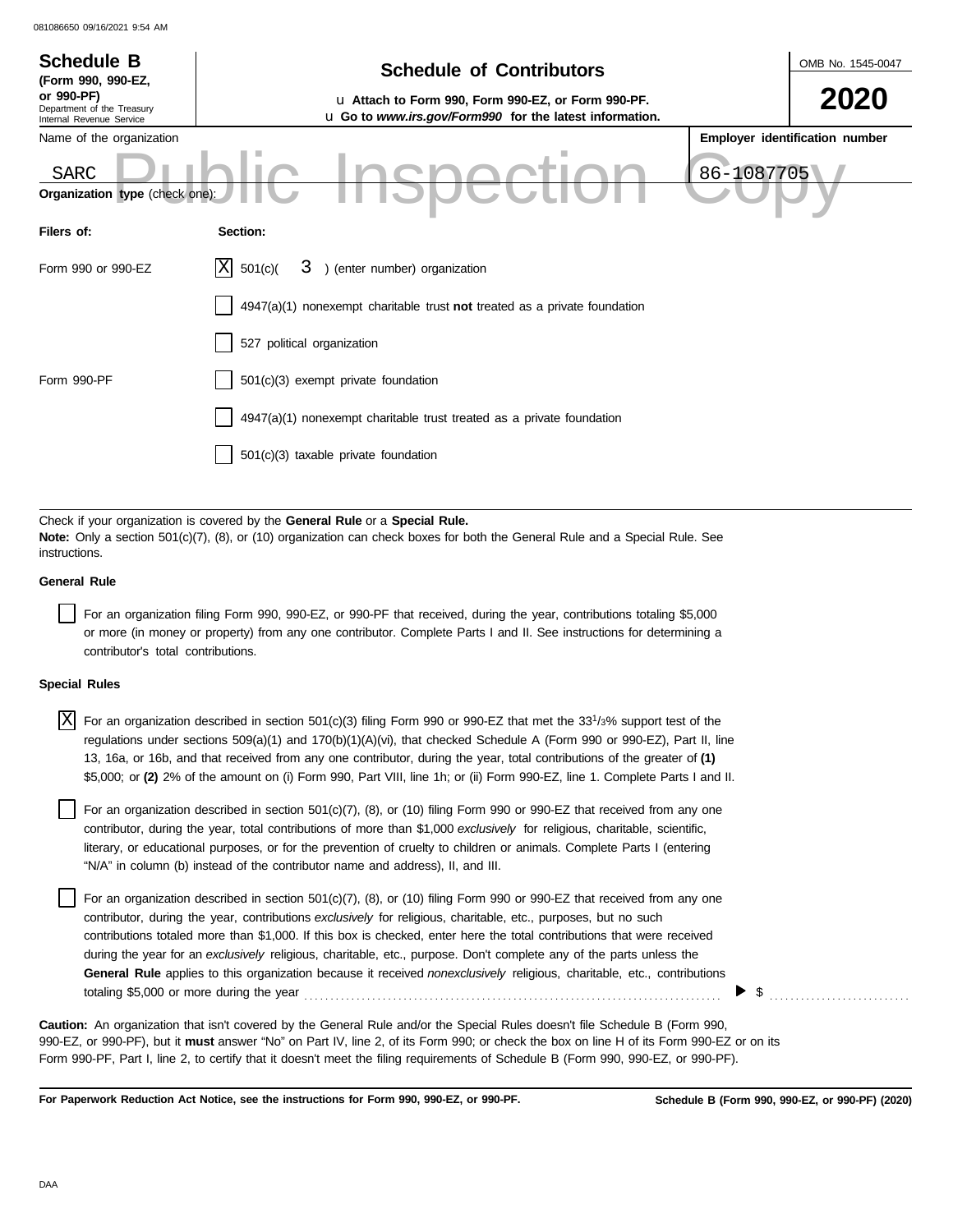**Schedule B**
**(Form 990, 990-EZ, or 990-PF)**
Department of the Treasury
Internal Revenue Service

# Schedule of Contributors

u **Attach to Form 990, Form 990-EZ, or Form 990-PF.**
u **Go to *www.irs.gov/Form990* for the latest information.**

OMB No. 1545-0047

**2020**

Name of the organization: SARC

**Employer identification number**: 86-1087705

Public Inspection Copy

**Organization type** (check one):

| **Filers of:** | **Section:** |
|---|---|
| Form 990 or 990-EZ | [X] 501(c)( 3 ) (enter number) organization |
| | [ ] 4947(a)(1) nonexempt charitable trust **not** treated as a private foundation |
| | [ ] 527 political organization |
| Form 990-PF | [ ] 501(c)(3) exempt private foundation |
| | [ ] 4947(a)(1) nonexempt charitable trust treated as a private foundation |
| | [ ] 501(c)(3) taxable private foundation |

Check if your organization is covered by the **General Rule** or a **Special Rule.**
**Note:** Only a section 501(c)(7), (8), or (10) organization can check boxes for both the General Rule and a Special Rule. See instructions.

**General Rule**

[ ] For an organization filing Form 990, 990-EZ, or 990-PF that received, during the year, contributions totaling $5,000 or more (in money or property) from any one contributor. Complete Parts I and II. See instructions for determining a contributor's total contributions.

**Special Rules**

[X] For an organization described in section 501(c)(3) filing Form 990 or 990-EZ that met the 33 1/3% support test of the regulations under sections 509(a)(1) and 170(b)(1)(A)(vi), that checked Schedule A (Form 990 or 990-EZ), Part II, line 13, 16a, or 16b, and that received from any one contributor, during the year, total contributions of the greater of **(1)** $5,000; or **(2)** 2% of the amount on (i) Form 990, Part VIII, line 1h; or (ii) Form 990-EZ, line 1. Complete Parts I and II.

[ ] For an organization described in section 501(c)(7), (8), or (10) filing Form 990 or 990-EZ that received from any one contributor, during the year, total contributions of more than $1,000 *exclusively* for religious, charitable, scientific, literary, or educational purposes, or for the prevention of cruelty to children or animals. Complete Parts I (entering "N/A" in column (b) instead of the contributor name and address), II, and III.

[ ] For an organization described in section 501(c)(7), (8), or (10) filing Form 990 or 990-EZ that received from any one contributor, during the year, contributions *exclusively* for religious, charitable, etc., purposes, but no such contributions totaled more than $1,000. If this box is checked, enter here the total contributions that were received during the year for an *exclusively* religious, charitable, etc., purpose. Don't complete any of the parts unless the **General Rule** applies to this organization because it received *nonexclusively* religious, charitable, etc., contributions totaling $5,000 or more during the year . . . . . . . . . . ▶ $ . . . . . . . . . .

**Caution:** An organization that isn't covered by the General Rule and/or the Special Rules doesn't file Schedule B (Form 990, 990-EZ, or 990-PF), but it **must** answer "No" on Part IV, line 2, of its Form 990; or check the box on line H of its Form 990-EZ or on its Form 990-PF, Part I, line 2, to certify that it doesn't meet the filing requirements of Schedule B (Form 990, 990-EZ, or 990-PF).

**For Paperwork Reduction Act Notice, see the instructions for Form 990, 990-EZ, or 990-PF.** **Schedule B (Form 990, 990-EZ, or 990-PF) (2020)**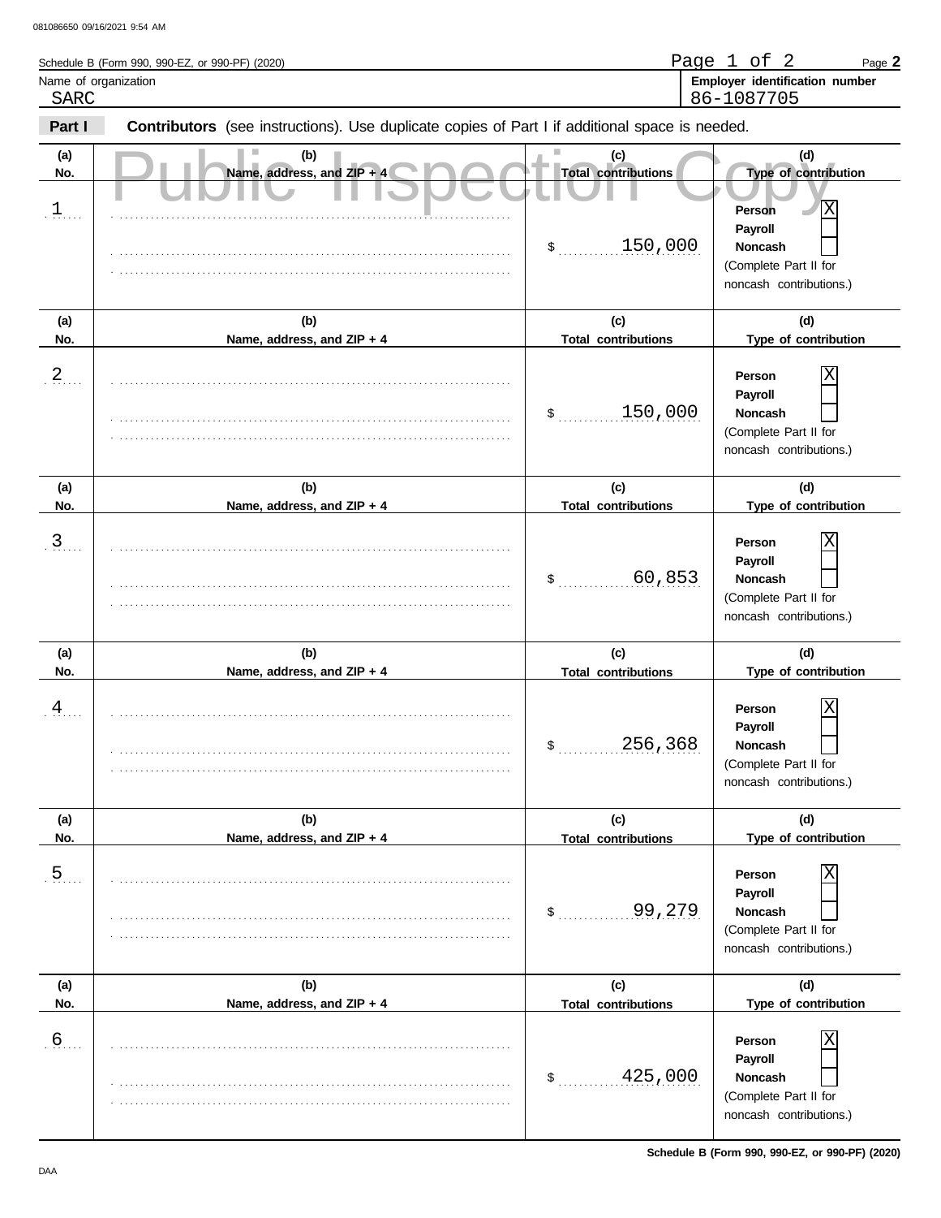Schedule B (Form 990, 990-EZ, or 990-PF) (2020)

Name of organization: SARC

**Employer identification number:** 86-1087705

**Part I** **Contributors** (see instructions). Use duplicate copies of Part I if additional space is needed.

Public Inspection Copy

| (a) No. | (b) Name, address, and ZIP + 4 | (c) Total contributions | (d) Type of contribution |
|---|---|---|---|
| 1 | | $ 150,000 | Person [X] Payroll [ ] Noncash [ ] (Complete Part II for noncash contributions.) |
| 2 | | $ 150,000 | Person [X] Payroll [ ] Noncash [ ] (Complete Part II for noncash contributions.) |
| 3 | | $ 60,853 | Person [X] Payroll [ ] Noncash [ ] (Complete Part II for noncash contributions.) |
| 4 | | $ 256,368 | Person [X] Payroll [ ] Noncash [ ] (Complete Part II for noncash contributions.) |
| 5 | | $ 99,279 | Person [X] Payroll [ ] Noncash [ ] (Complete Part II for noncash contributions.) |
| 6 | | $ 425,000 | Person [X] Payroll [ ] Noncash [ ] (Complete Part II for noncash contributions.) |

DAA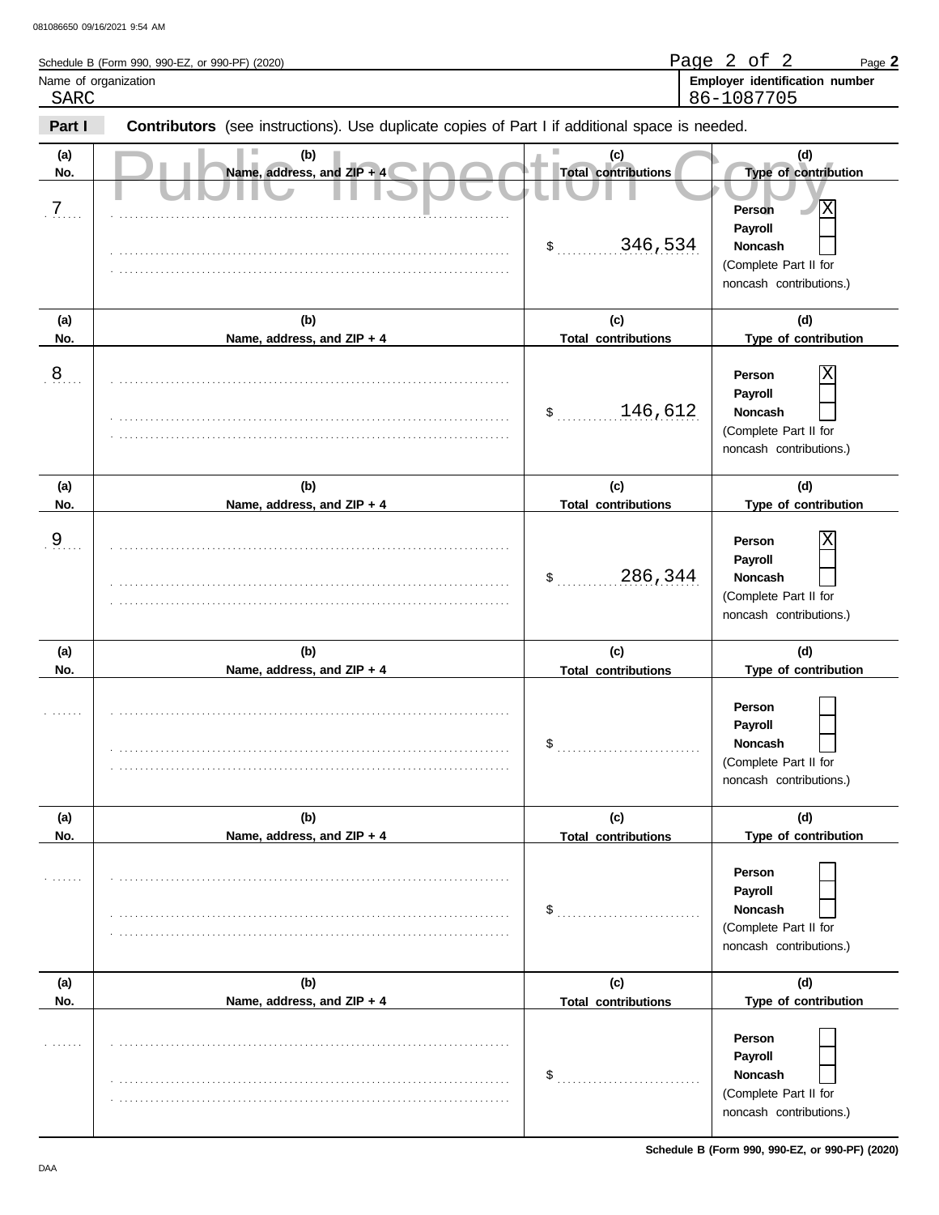Schedule B (Form 990, 990-EZ, or 990-PF) (2020)

Name of organization: SARC

Employer identification number: 86-1087705

**Part I** **Contributors** (see instructions). Use duplicate copies of Part I if additional space is needed.

Public Inspection Copy

| (a) No. | (b) Name, address, and ZIP + 4 | (c) Total contributions | (d) Type of contribution |
|---|---|---|---|
| 7 | | $ 346,534 | Person [X] Payroll [ ] Noncash [ ] (Complete Part II for noncash contributions.) |
| 8 | | $ 146,612 | Person [X] Payroll [ ] Noncash [ ] (Complete Part II for noncash contributions.) |
| 9 | | $ 286,344 | Person [X] Payroll [ ] Noncash [ ] (Complete Part II for noncash contributions.) |
| | | $ | Person [ ] Payroll [ ] Noncash [ ] (Complete Part II for noncash contributions.) |
| | | $ | Person [ ] Payroll [ ] Noncash [ ] (Complete Part II for noncash contributions.) |
| | | $ | Person [ ] Payroll [ ] Noncash [ ] (Complete Part II for noncash contributions.) |

Schedule B (Form 990, 990-EZ, or 990-PF) (2020)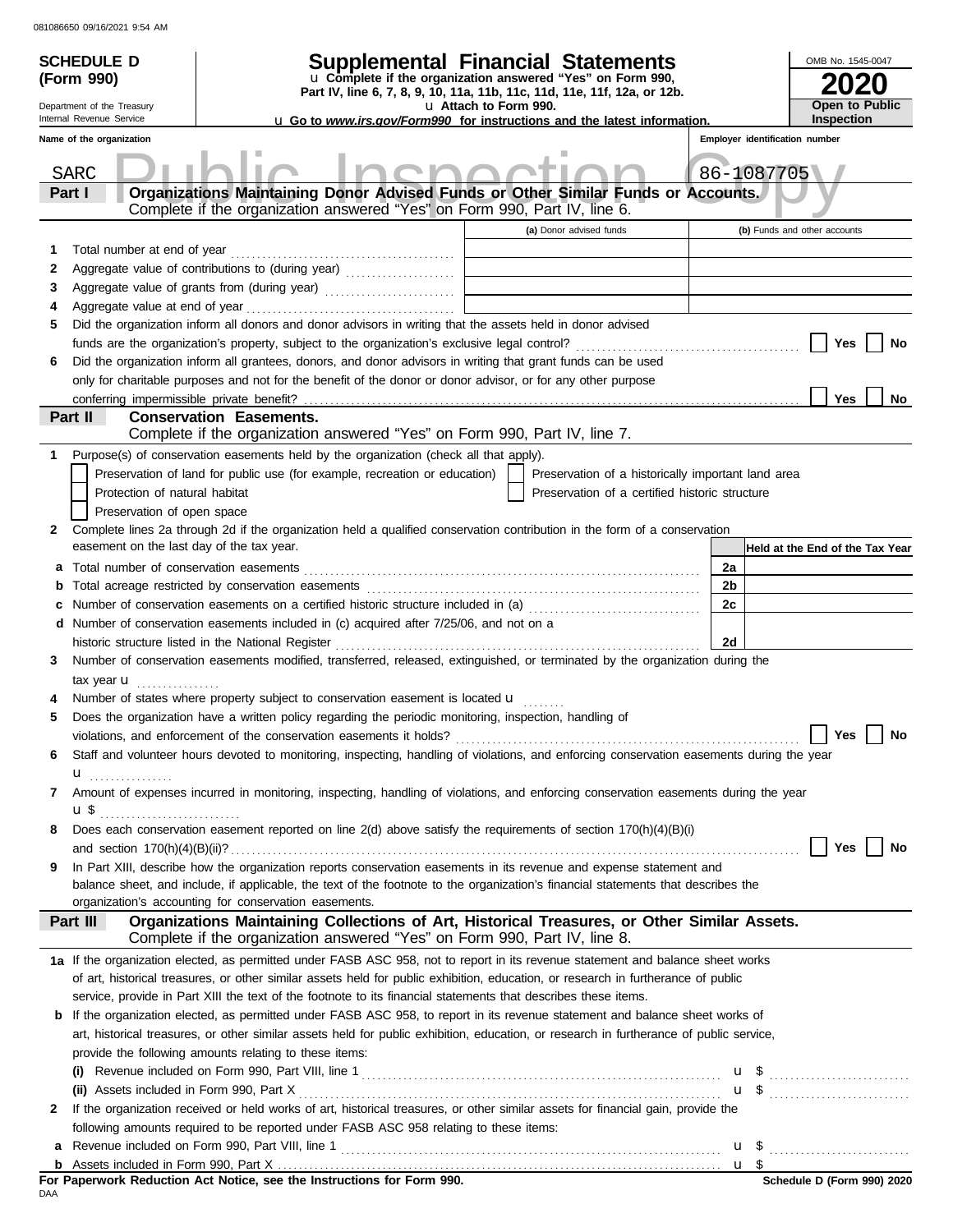081086650 09/16/2021 9:54 AM

**SCHEDULE D (Form 990)**

Department of the Treasury
Internal Revenue Service

# Supplemental Financial Statements

u Complete if the organization answered "Yes" on Form 990, Part IV, line 6, 7, 8, 9, 10, 11a, 11b, 11c, 11d, 11e, 11f, 12a, or 12b.

u Attach to Form 990.

u Go to *www.irs.gov/Form990* for instructions and the latest information.

OMB No. 1545-0047

**2020**

**Open to Public Inspection**

Name of the organization: SARC

Employer identification number: 86-1087705

Public Inspection Copy

## Part I Organizations Maintaining Donor Advised Funds or Other Similar Funds or Accounts.
Complete if the organization answered "Yes" on Form 990, Part IV, line 6.

| | | (a) Donor advised funds | (b) Funds and other accounts |
|---|---|---|---|
| 1 | Total number at end of year | | |
| 2 | Aggregate value of contributions to (during year) | | |
| 3 | Aggregate value of grants from (during year) | | |
| 4 | Aggregate value at end of year | | |

5 Did the organization inform all donors and donor advisors in writing that the assets held in donor advised funds are the organization's property, subject to the organization's exclusive legal control? ☐ Yes ☐ No

6 Did the organization inform all grantees, donors, and donor advisors in writing that grant funds can be used only for charitable purposes and not for the benefit of the donor or donor advisor, or for any other purpose conferring impermissible private benefit? ☐ Yes ☐ No

## Part II Conservation Easements.
Complete if the organization answered "Yes" on Form 990, Part IV, line 7.

1 Purpose(s) of conservation easements held by the organization (check all that apply).

- ☐ Preservation of land for public use (for example, recreation or education)
- ☐ Protection of natural habitat
- ☐ Preservation of open space
- ☐ Preservation of a historically important land area
- ☐ Preservation of a certified historic structure

2 Complete lines 2a through 2d if the organization held a qualified conservation contribution in the form of a conservation easement on the last day of the tax year.

| | | | Held at the End of the Tax Year |
|---|---|---|---|
| a | Total number of conservation easements | 2a | |
| b | Total acreage restricted by conservation easements | 2b | |
| c | Number of conservation easements on a certified historic structure included in (a) | 2c | |
| d | Number of conservation easements included in (c) acquired after 7/25/06, and not on a historic structure listed in the National Register | 2d | |

3 Number of conservation easements modified, transferred, released, extinguished, or terminated by the organization during the tax year u

4 Number of states where property subject to conservation easement is located u

5 Does the organization have a written policy regarding the periodic monitoring, inspection, handling of violations, and enforcement of the conservation easements it holds? ☐ Yes ☐ No

6 Staff and volunteer hours devoted to monitoring, inspecting, handling of violations, and enforcing conservation easements during the year u

7 Amount of expenses incurred in monitoring, inspecting, handling of violations, and enforcing conservation easements during the year u $

8 Does each conservation easement reported on line 2(d) above satisfy the requirements of section 170(h)(4)(B)(i) and section 170(h)(4)(B)(ii)? ☐ Yes ☐ No

9 In Part XIII, describe how the organization reports conservation easements in its revenue and expense statement and balance sheet, and include, if applicable, the text of the footnote to the organization's financial statements that describes the organization's accounting for conservation easements.

## Part III Organizations Maintaining Collections of Art, Historical Treasures, or Other Similar Assets.
Complete if the organization answered "Yes" on Form 990, Part IV, line 8.

1a If the organization elected, as permitted under FASB ASC 958, not to report in its revenue statement and balance sheet works of art, historical treasures, or other similar assets held for public exhibition, education, or research in furtherance of public service, provide in Part XIII the text of the footnote to its financial statements that describes these items.

b If the organization elected, as permitted under FASB ASC 958, to report in its revenue statement and balance sheet works of art, historical treasures, or other similar assets held for public exhibition, education, or research in furtherance of public service, provide the following amounts relating to these items:

(i) Revenue included on Form 990, Part VIII, line 1 u $

(ii) Assets included in Form 990, Part X u $

2 If the organization received or held works of art, historical treasures, or other similar assets for financial gain, provide the following amounts required to be reported under FASB ASC 958 relating to these items:

a Revenue included on Form 990, Part VIII, line 1 u $

b Assets included in Form 990, Part X u $

**For Paperwork Reduction Act Notice, see the Instructions for Form 990.**

DAA

**Schedule D (Form 990) 2020**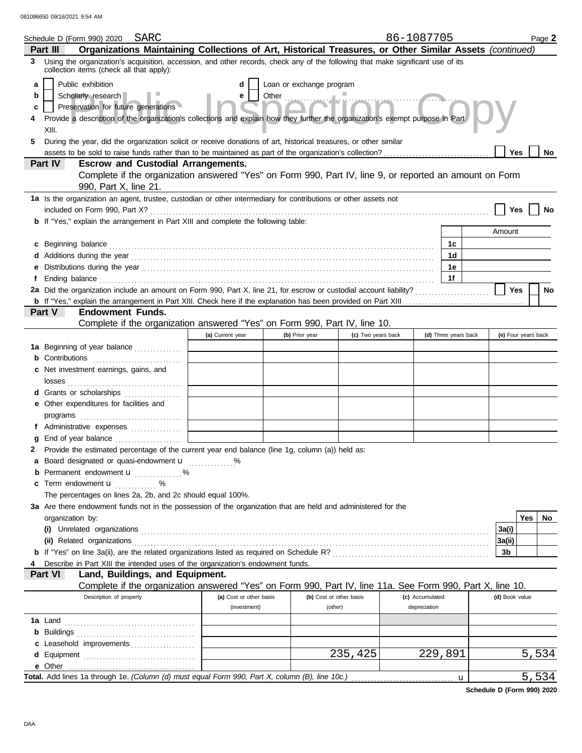Schedule D (Form 990) 2020 SARC 86-1087705 Page **2**

**Part III** **Organizations Maintaining Collections of Art, Historical Treasures, or Other Similar Assets** *(continued)*

**3** Using the organization's acquisition, accession, and other records, check any of the following that make significant use of its collection items (check all that apply):

- **a** ☐ Public exhibition
- **b** ☐ Scholarly research
- **c** ☐ Preservation for future generations
- **d** ☐ Loan or exchange program
- **e** ☐ Other

**4** Provide a description of the organization's collections and explain how they further the organization's exempt purpose in Part XIII.

**5** During the year, did the organization solicit or receive donations of art, historical treasures, or other similar assets to be sold to raise funds rather than to be maintained as part of the organization's collection? ☐ Yes ☐ No

**Part IV** **Escrow and Custodial Arrangements.**
Complete if the organization answered "Yes" on Form 990, Part IV, line 9, or reported an amount on Form 990, Part X, line 21.

**1a** Is the organization an agent, trustee, custodian or other intermediary for contributions or other assets not included on Form 990, Part X? ☐ Yes ☐ No

**b** If "Yes," explain the arrangement in Part XIII and complete the following table:

| | | Amount |
|---|---|---|
| **c** Beginning balance | 1c | |
| **d** Additions during the year | 1d | |
| **e** Distributions during the year | 1e | |
| **f** Ending balance | 1f | |

**2a** Did the organization include an amount on Form 990, Part X, line 21, for escrow or custodial account liability? ☐ Yes ☐ No

**b** If "Yes," explain the arrangement in Part XIII. Check here if the explanation has been provided on Part XIII ☐

**Part V** **Endowment Funds.**
Complete if the organization answered "Yes" on Form 990, Part IV, line 10.

| | (a) Current year | (b) Prior year | (c) Two years back | (d) Three years back | (e) Four years back |
|---|---|---|---|---|---|
| **1a** Beginning of year balance | | | | | |
| **b** Contributions | | | | | |
| **c** Net investment earnings, gains, and losses | | | | | |
| **d** Grants or scholarships | | | | | |
| **e** Other expenditures for facilities and programs | | | | | |
| **f** Administrative expenses | | | | | |
| **g** End of year balance | | | | | |

**2** Provide the estimated percentage of the current year end balance (line 1g, column (a)) held as:

- **a** Board designated or quasi-endowment u ............ %
- **b** Permanent endowment u ............ %
- **c** Term endowment u ............ %

The percentages on lines 2a, 2b, and 2c should equal 100%.

**3a** Are there endowment funds not in the possession of the organization that are held and administered for the organization by:

| | | Yes | No |
|---|---|---|---|
| **(i)** Unrelated organizations | 3a(i) | | |
| **(ii)** Related organizations | 3a(ii) | | |
| **b** If "Yes" on line 3a(ii), are the related organizations listed as required on Schedule R? | 3b | | |

**4** Describe in Part XIII the intended uses of the organization's endowment funds.

**Part VI** **Land, Buildings, and Equipment.**
Complete if the organization answered "Yes" on Form 990, Part IV, line 11a. See Form 990, Part X, line 10.

| Description of property | (a) Cost or other basis (investment) | (b) Cost or other basis (other) | (c) Accumulated depreciation | (d) Book value |
|---|---|---|---|---|
| **1a** Land | | | | |
| **b** Buildings | | | | |
| **c** Leasehold improvements | | | | |
| **d** Equipment | | 235,425 | 229,891 | 5,534 |
| **e** Other | | | | |

**Total.** Add lines 1a through 1e. *(Column (d) must equal Form 990, Part X, column (B), line 10c.)* u 5,534

**Schedule D (Form 990) 2020**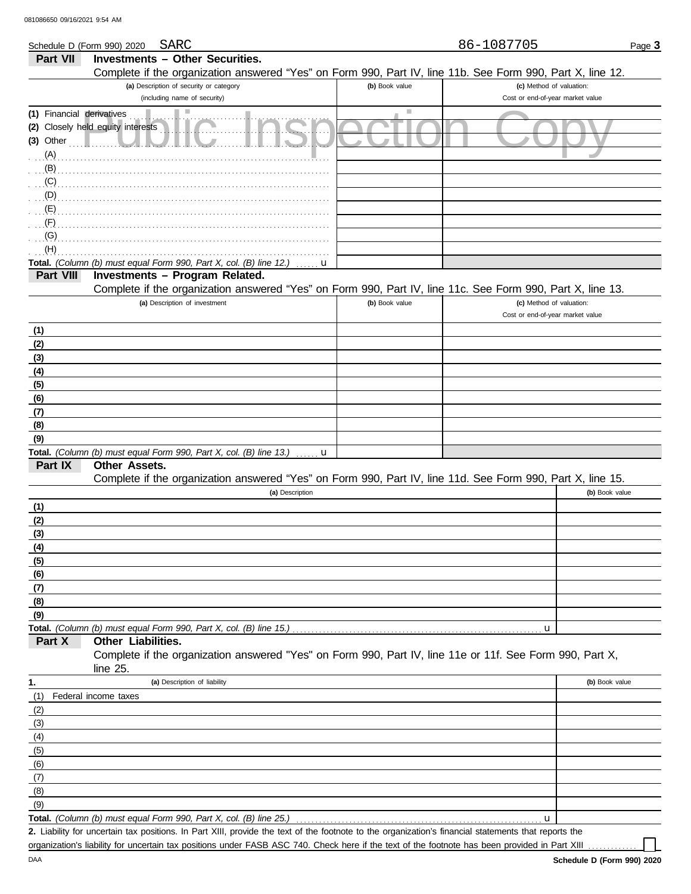Schedule D (Form 990) 2020 SARC 86-1087705

## Part VII Investments – Other Securities.

Complete if the organization answered "Yes" on Form 990, Part IV, line 11b. See Form 990, Part X, line 12.

| (a) Description of security or category (including name of security) | (b) Book value | (c) Method of valuation: Cost or end-of-year market value |
|---|---|---|
| (1) Financial derivatives | | |
| (2) Closely held equity interests | | |
| (3) Other | | |
| (A) | | |
| (B) | | |
| (C) | | |
| (D) | | |
| (E) | | |
| (F) | | |
| (G) | | |
| (H) | | |
| **Total.** *(Column (b) must equal Form 990, Part X, col. (B) line 12.)* u | | |

## Part VIII Investments – Program Related.

Complete if the organization answered "Yes" on Form 990, Part IV, line 11c. See Form 990, Part X, line 13.

| (a) Description of investment | (b) Book value | (c) Method of valuation: Cost or end-of-year market value |
|---|---|---|
| (1) | | |
| (2) | | |
| (3) | | |
| (4) | | |
| (5) | | |
| (6) | | |
| (7) | | |
| (8) | | |
| (9) | | |
| **Total.** *(Column (b) must equal Form 990, Part X, col. (B) line 13.)* u | | |

## Part IX Other Assets.

Complete if the organization answered "Yes" on Form 990, Part IV, line 11d. See Form 990, Part X, line 15.

| (a) Description | (b) Book value |
|---|---|
| (1) | |
| (2) | |
| (3) | |
| (4) | |
| (5) | |
| (6) | |
| (7) | |
| (8) | |
| (9) | |
| **Total.** *(Column (b) must equal Form 990, Part X, col. (B) line 15.)* u | |

## Part X Other Liabilities.

Complete if the organization answered "Yes" on Form 990, Part IV, line 11e or 11f. See Form 990, Part X, line 25.

| 1. (a) Description of liability | (b) Book value |
|---|---|
| (1) Federal income taxes | |
| (2) | |
| (3) | |
| (4) | |
| (5) | |
| (6) | |
| (7) | |
| (8) | |
| (9) | |
| **Total.** *(Column (b) must equal Form 990, Part X, col. (B) line 25.)* u | |

**2.** Liability for uncertain tax positions. In Part XIII, provide the text of the footnote to the organization's financial statements that reports the organization's liability for uncertain tax positions under FASB ASC 740. Check here if the text of the footnote has been provided in Part XIII ☐

Schedule D (Form 990) 2020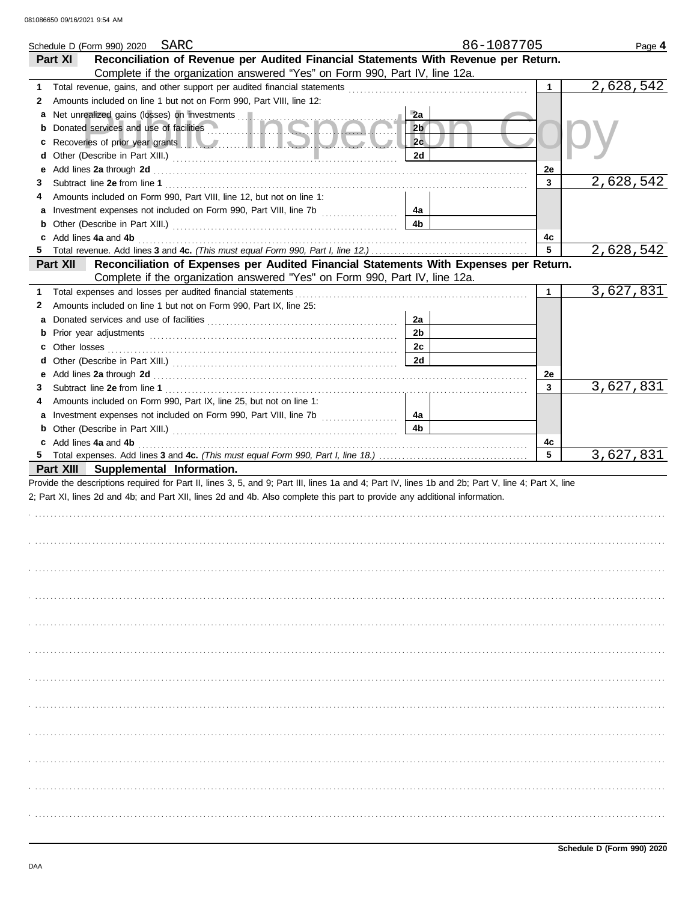Schedule D (Form 990) 2020 SARC 86-1087705

## Part XI Reconciliation of Revenue per Audited Financial Statements With Revenue per Return.

Complete if the organization answered "Yes" on Form 990, Part IV, line 12a.

| | | | | | |
|---|---|---|---|---|---|
| **1** | Total revenue, gains, and other support per audited financial statements | | | 1 | 2,628,542 |
| **2** | Amounts included on line 1 but not on Form 990, Part VIII, line 12: | | | | |
| **a** | Net unrealized gains (losses) on investments | 2a | | | |
| **b** | Donated services and use of facilities | 2b | | | |
| **c** | Recoveries of prior year grants | 2c | | | |
| **d** | Other (Describe in Part XIII.) | 2d | | | |
| **e** | Add lines **2a** through **2d** | | | 2e | |
| **3** | Subtract line **2e** from line **1** | | | 3 | 2,628,542 |
| **4** | Amounts included on Form 990, Part VIII, line 12, but not on line 1: | | | | |
| **a** | Investment expenses not included on Form 990, Part VIII, line 7b | 4a | | | |
| **b** | Other (Describe in Part XIII.) | 4b | | | |
| **c** | Add lines **4a** and **4b** | | | 4c | |
| **5** | Total revenue. Add lines **3** and **4c.** *(This must equal Form 990, Part I, line 12.)* | | | 5 | 2,628,542 |

## Part XII Reconciliation of Expenses per Audited Financial Statements With Expenses per Return.

Complete if the organization answered "Yes" on Form 990, Part IV, line 12a.

| | | | | | |
|---|---|---|---|---|---|
| **1** | Total expenses and losses per audited financial statements | | | 1 | 3,627,831 |
| **2** | Amounts included on line 1 but not on Form 990, Part IX, line 25: | | | | |
| **a** | Donated services and use of facilities | 2a | | | |
| **b** | Prior year adjustments | 2b | | | |
| **c** | Other losses | 2c | | | |
| **d** | Other (Describe in Part XIII.) | 2d | | | |
| **e** | Add lines **2a** through **2d** | | | 2e | |
| **3** | Subtract line **2e** from line **1** | | | 3 | 3,627,831 |
| **4** | Amounts included on Form 990, Part IX, line 25, but not on line 1: | | | | |
| **a** | Investment expenses not included on Form 990, Part VIII, line 7b | 4a | | | |
| **b** | Other (Describe in Part XIII.) | 4b | | | |
| **c** | Add lines **4a** and **4b** | | | 4c | |
| **5** | Total expenses. Add lines **3** and **4c.** *(This must equal Form 990, Part I, line 18.)* | | | 5 | 3,627,831 |

## Part XIII Supplemental Information.

Provide the descriptions required for Part II, lines 3, 5, and 9; Part III, lines 1a and 4; Part IV, lines 1b and 2b; Part V, line 4; Part X, line 2; Part XI, lines 2d and 4b; and Part XII, lines 2d and 4b. Also complete this part to provide any additional information.

**Schedule D (Form 990) 2020**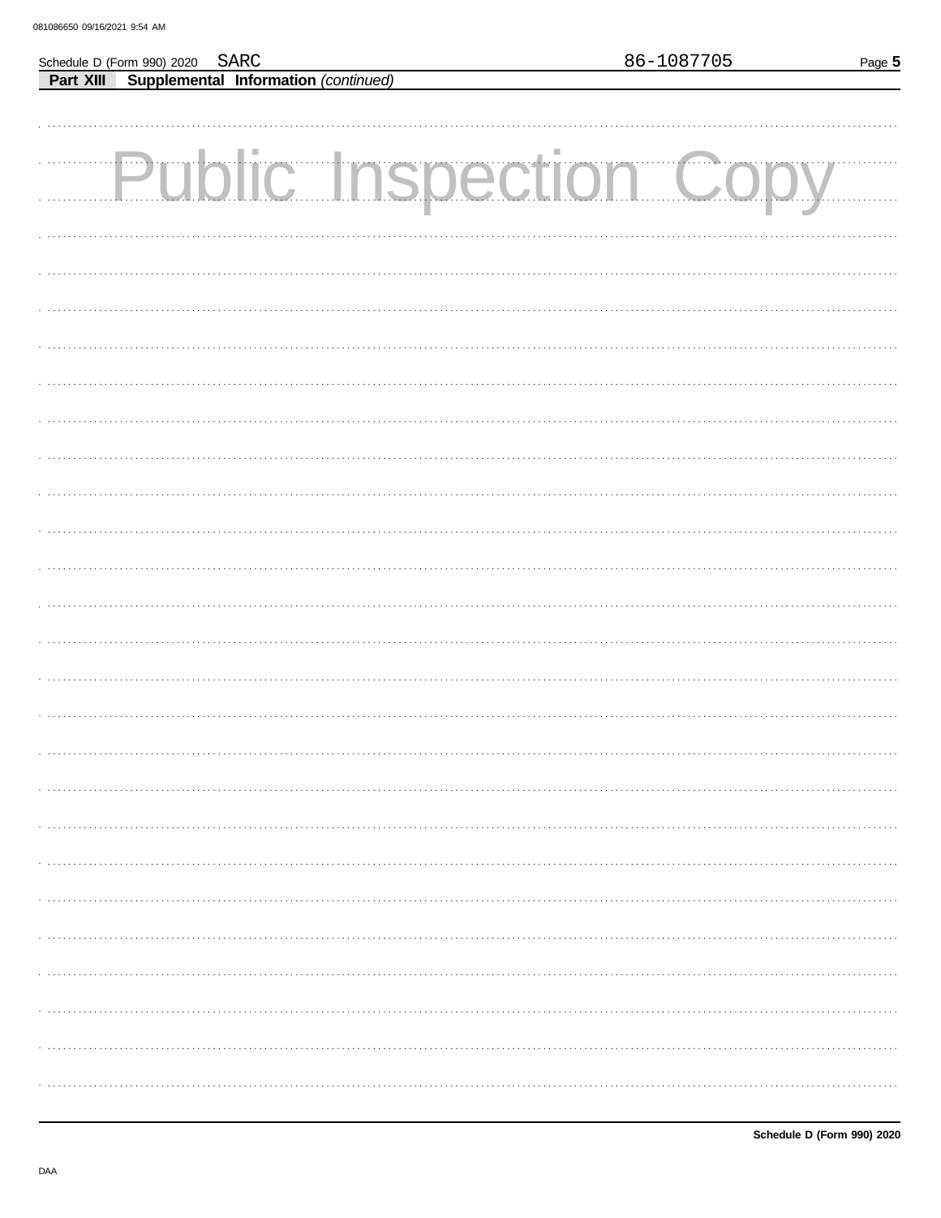Schedule D (Form 990) 2020 SARC 86-1087705

**Part XIII Supplemental Information** *(continued)*

Public Inspection Copy

Schedule D (Form 990) 2020

DAA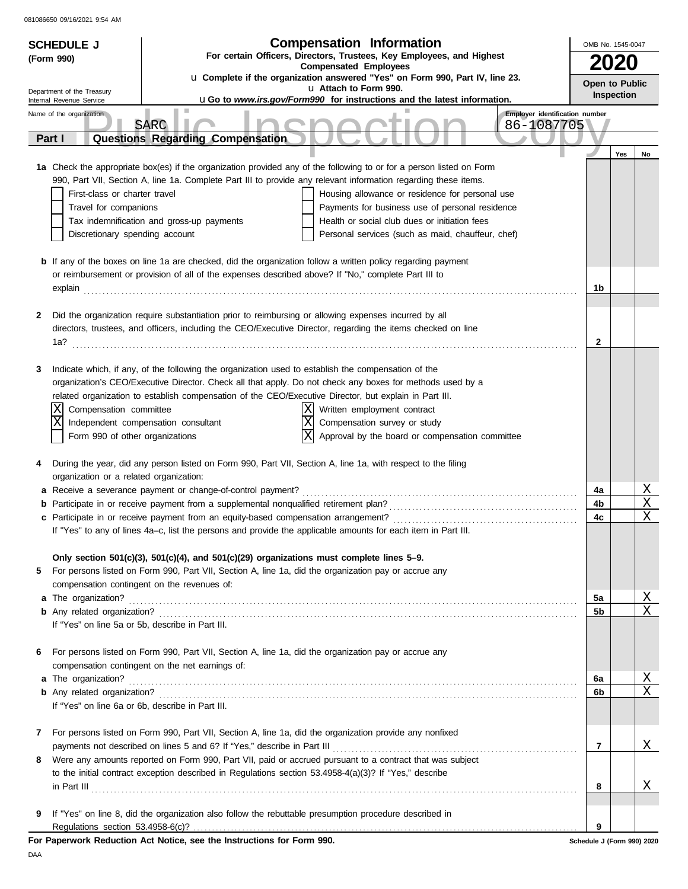081086650 09/16/2021 9:54 AM

**SCHEDULE J**
**(Form 990)**

Department of the Treasury
Internal Revenue Service

# Compensation Information

**For certain Officers, Directors, Trustees, Key Employees, and Highest Compensated Employees**

u **Complete if the organization answered "Yes" on Form 990, Part IV, line 23.**
u **Attach to Form 990.**
u **Go to *www.irs.gov/Form990* for instructions and the latest information.**

OMB No. 1545-0047

**2020**

**Open to Public Inspection**

Name of the organization: SARC

Employer identification number: 86-1087705

Public Inspection Copy

## Part I — Questions Regarding Compensation

| | | | Yes | No |
|---|---|---|---|---|
| **1a** | Check the appropriate box(es) if the organization provided any of the following to or for a person listed on Form 990, Part VII, Section A, line 1a. Complete Part III to provide any relevant information regarding these items.<br>☐ First-class or charter travel ☐ Housing allowance or residence for personal use<br>☐ Travel for companions ☐ Payments for business use of personal residence<br>☐ Tax indemnification and gross-up payments ☐ Health or social club dues or initiation fees<br>☐ Discretionary spending account ☐ Personal services (such as maid, chauffeur, chef) | | | |
| **b** | If any of the boxes on line 1a are checked, did the organization follow a written policy regarding payment or reimbursement or provision of all of the expenses described above? If "No," complete Part III to explain | 1b | | |
| **2** | Did the organization require substantiation prior to reimbursing or allowing expenses incurred by all directors, trustees, and officers, including the CEO/Executive Director, regarding the items checked on line 1a? | 2 | | |
| **3** | Indicate which, if any, of the following the organization used to establish the compensation of the organization's CEO/Executive Director. Check all that apply. Do not check any boxes for methods used by a related organization to establish compensation of the CEO/Executive Director, but explain in Part III.<br>☒ Compensation committee ☒ Written employment contract<br>☒ Independent compensation consultant ☒ Compensation survey or study<br>☐ Form 990 of other organizations ☒ Approval by the board or compensation committee | | | |
| **4** | During the year, did any person listed on Form 990, Part VII, Section A, line 1a, with respect to the filing organization or a related organization: | | | |
| **a** | Receive a severance payment or change-of-control payment? | 4a | | X |
| **b** | Participate in or receive payment from a supplemental nonqualified retirement plan? | 4b | | X |
| **c** | Participate in or receive payment from an equity-based compensation arrangement? | 4c | | X |
| | If "Yes" to any of lines 4a–c, list the persons and provide the applicable amounts for each item in Part III. | | | |
| | **Only section 501(c)(3), 501(c)(4), and 501(c)(29) organizations must complete lines 5–9.** | | | |
| **5** | For persons listed on Form 990, Part VII, Section A, line 1a, did the organization pay or accrue any compensation contingent on the revenues of: | | | |
| **a** | The organization? | 5a | | X |
| **b** | Any related organization? | 5b | | X |
| | If "Yes" on line 5a or 5b, describe in Part III. | | | |
| **6** | For persons listed on Form 990, Part VII, Section A, line 1a, did the organization pay or accrue any compensation contingent on the net earnings of: | | | |
| **a** | The organization? | 6a | | X |
| **b** | Any related organization? | 6b | | X |
| | If "Yes" on line 6a or 6b, describe in Part III. | | | |
| **7** | For persons listed on Form 990, Part VII, Section A, line 1a, did the organization provide any nonfixed payments not described on lines 5 and 6? If "Yes," describe in Part III | 7 | | X |
| **8** | Were any amounts reported on Form 990, Part VII, paid or accrued pursuant to a contract that was subject to the initial contract exception described in Regulations section 53.4958-4(a)(3)? If "Yes," describe in Part III | 8 | | X |
| **9** | If "Yes" on line 8, did the organization also follow the rebuttable presumption procedure described in Regulations section 53.4958-6(c)? | 9 | | |

**For Paperwork Reduction Act Notice, see the Instructions for Form 990.** Schedule J (Form 990) 2020

DAA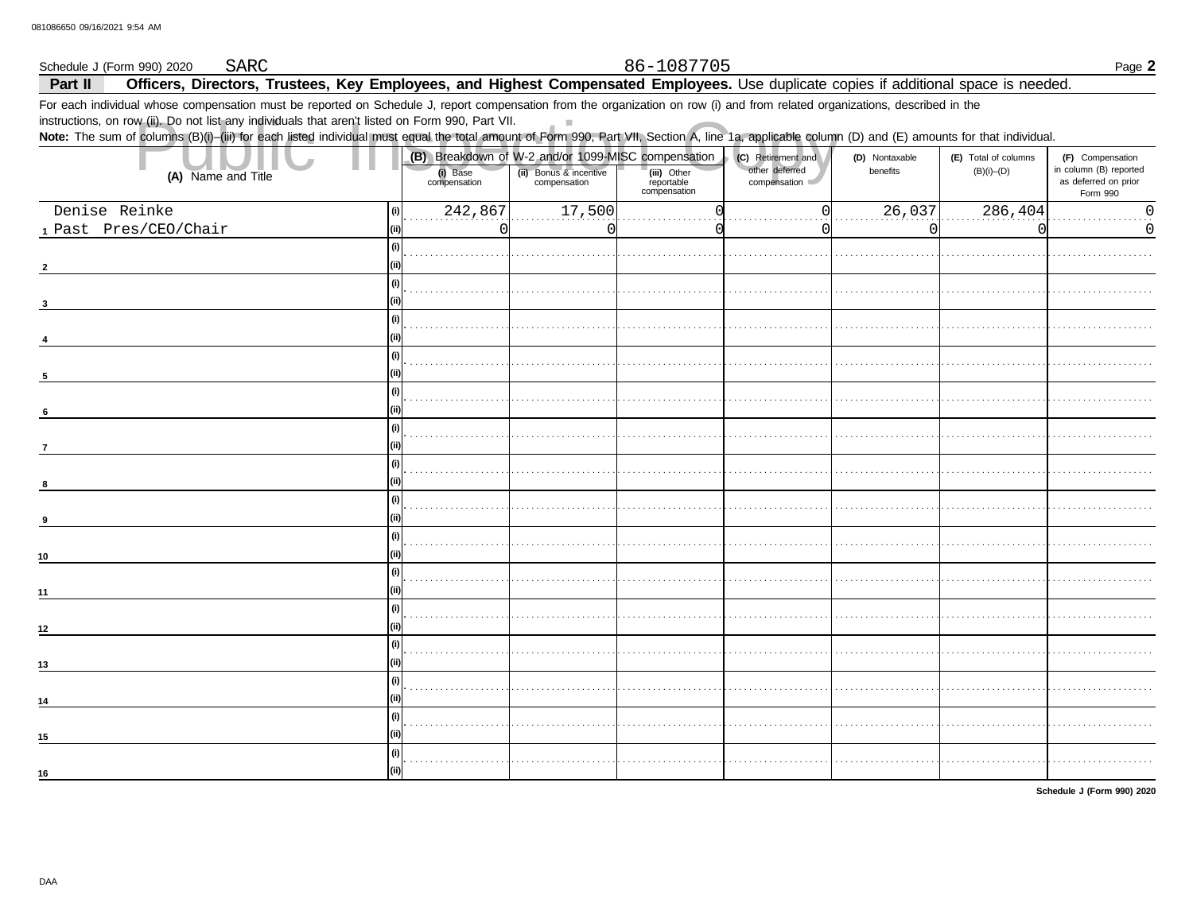Schedule J (Form 990) 2020 SARC 86-1087705 Page **2**

**Part II Officers, Directors, Trustees, Key Employees, and Highest Compensated Employees.** Use duplicate copies if additional space is needed.

For each individual whose compensation must be reported on Schedule J, report compensation from the organization on row (i) and from related organizations, described in the instructions, on row (ii). Do not list any individuals that aren't listed on Form 990, Part VII.

**Note:** The sum of columns (B)(i)–(iii) for each listed individual must equal the total amount of Form 990, Part VII, Section A, line 1a, applicable column (D) and (E) amounts for that individual.

| (A) Name and Title | | (B) Breakdown of W-2 and/or 1099-MISC compensation | | | (C) Retirement and other deferred compensation | (D) Nontaxable benefits | (E) Total of columns (B)(i)–(D) | (F) Compensation in column (B) reported as deferred on prior Form 990 |
|---|---|---|---|---|---|---|---|---|
| | | (i) Base compensation | (ii) Bonus & incentive compensation | (iii) Other reportable compensation | | | | |
| 1 Denise Reinke | (i) | 242,867 | 17,500 | 0 | 0 | 26,037 | 286,404 | 0 |
| Past Pres/CEO/Chair | (ii) | 0 | 0 | 0 | 0 | 0 | 0 | 0 |
| 2 | (i) | | | | | | | |
| | (ii) | | | | | | | |
| 3 | (i) | | | | | | | |
| | (ii) | | | | | | | |
| 4 | (i) | | | | | | | |
| | (ii) | | | | | | | |
| 5 | (i) | | | | | | | |
| | (ii) | | | | | | | |
| 6 | (i) | | | | | | | |
| | (ii) | | | | | | | |
| 7 | (i) | | | | | | | |
| | (ii) | | | | | | | |
| 8 | (i) | | | | | | | |
| | (ii) | | | | | | | |
| 9 | (i) | | | | | | | |
| | (ii) | | | | | | | |
| 10 | (i) | | | | | | | |
| | (ii) | | | | | | | |
| 11 | (i) | | | | | | | |
| | (ii) | | | | | | | |
| 12 | (i) | | | | | | | |
| | (ii) | | | | | | | |
| 13 | (i) | | | | | | | |
| | (ii) | | | | | | | |
| 14 | (i) | | | | | | | |
| | (ii) | | | | | | | |
| 15 | (i) | | | | | | | |
| | (ii) | | | | | | | |
| 16 | (i) | | | | | | | |
| | (ii) | | | | | | | |

**Schedule J (Form 990) 2020**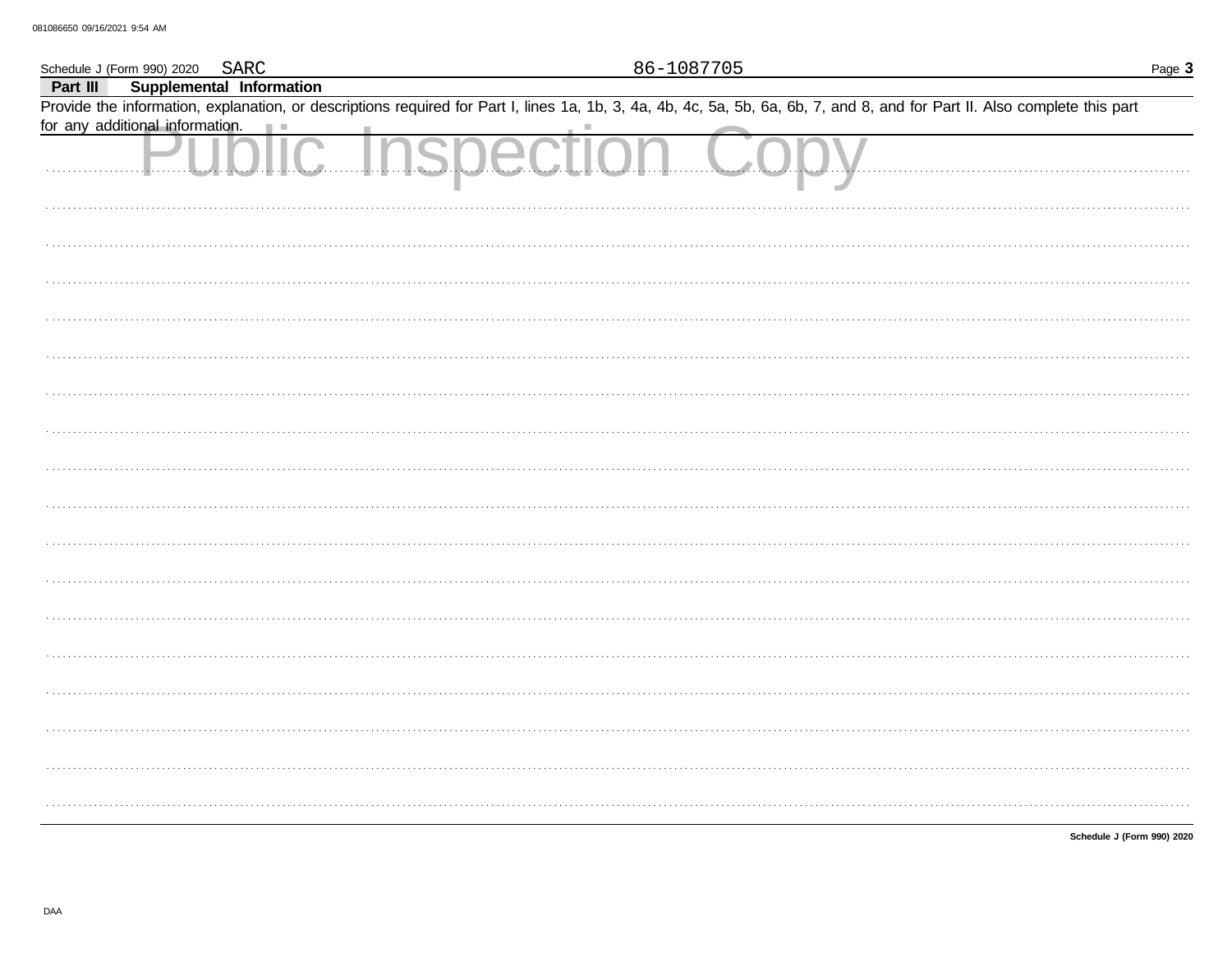Schedule J (Form 990) 2020 SARC 86-1087705

## Part III Supplemental Information

Provide the information, explanation, or descriptions required for Part I, lines 1a, 1b, 3, 4a, 4b, 4c, 5a, 5b, 6a, 6b, 7, and 8, and for Part II. Also complete this part for any additional information.

Public Inspection Copy

Schedule J (Form 990) 2020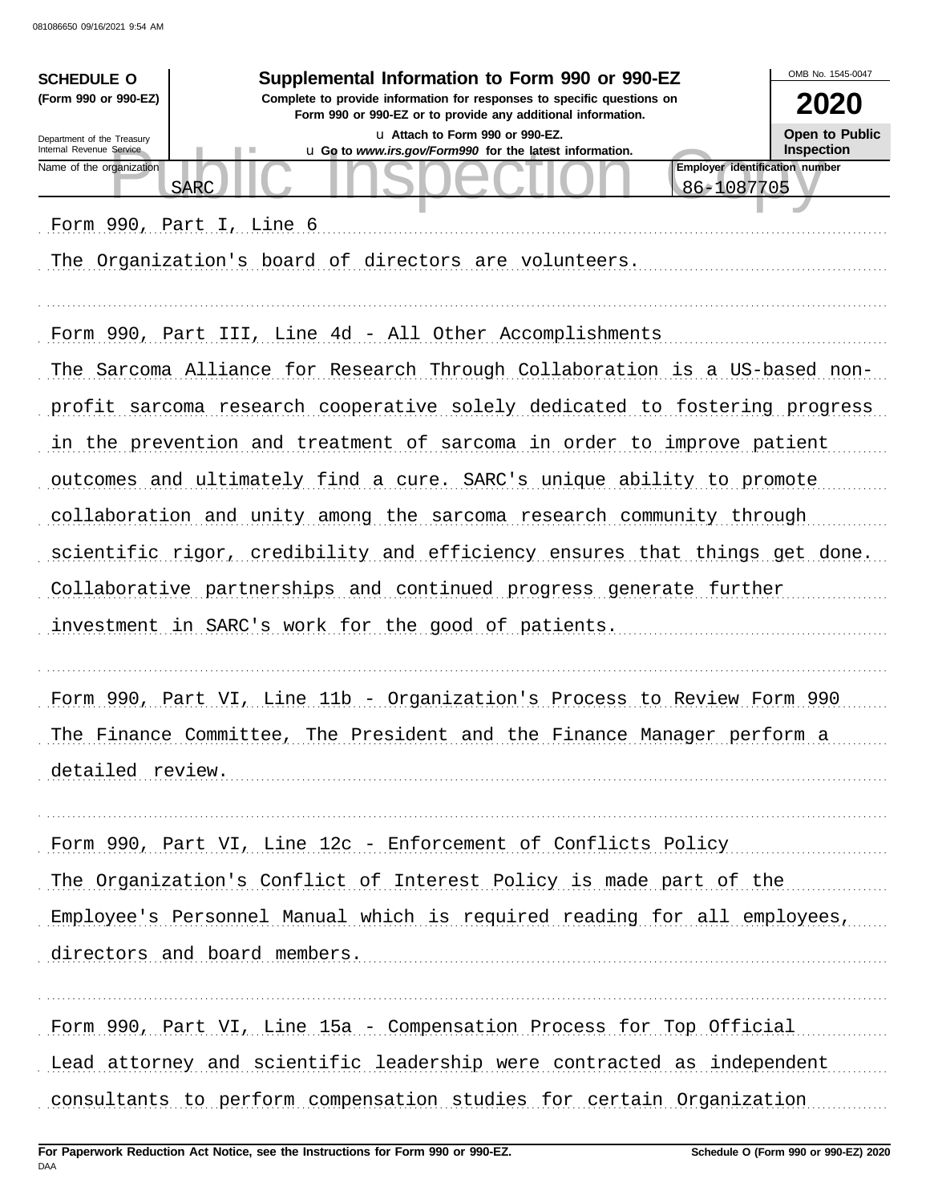**SCHEDULE O (Form 990 or 990-EZ)**

Department of the Treasury
Internal Revenue Service

# Supplemental Information to Form 990 or 990-EZ

**Complete to provide information for responses to specific questions on Form 990 or 990-EZ or to provide any additional information.**

u Attach to Form 990 or 990-EZ.

u Go to *www.irs.gov/Form990* for the latest information.

OMB No. 1545-0047

**2020**

**Open to Public Inspection**

Name of the organization: SARC

Employer identification number: 86-1087705

Form 990, Part I, Line 6

The Organization's board of directors are volunteers.

Form 990, Part III, Line 4d - All Other Accomplishments

The Sarcoma Alliance for Research Through Collaboration is a US-based non-profit sarcoma research cooperative solely dedicated to fostering progress in the prevention and treatment of sarcoma in order to improve patient outcomes and ultimately find a cure. SARC's unique ability to promote collaboration and unity among the sarcoma research community through scientific rigor, credibility and efficiency ensures that things get done. Collaborative partnerships and continued progress generate further investment in SARC's work for the good of patients.

Form 990, Part VI, Line 11b - Organization's Process to Review Form 990

The Finance Committee, The President and the Finance Manager perform a detailed review.

Form 990, Part VI, Line 12c - Enforcement of Conflicts Policy

The Organization's Conflict of Interest Policy is made part of the Employee's Personnel Manual which is required reading for all employees, directors and board members.

Form 990, Part VI, Line 15a - Compensation Process for Top Official

Lead attorney and scientific leadership were contracted as independent consultants to perform compensation studies for certain Organization

**For Paperwork Reduction Act Notice, see the Instructions for Form 990 or 990-EZ.**

**Schedule O (Form 990 or 990-EZ) 2020**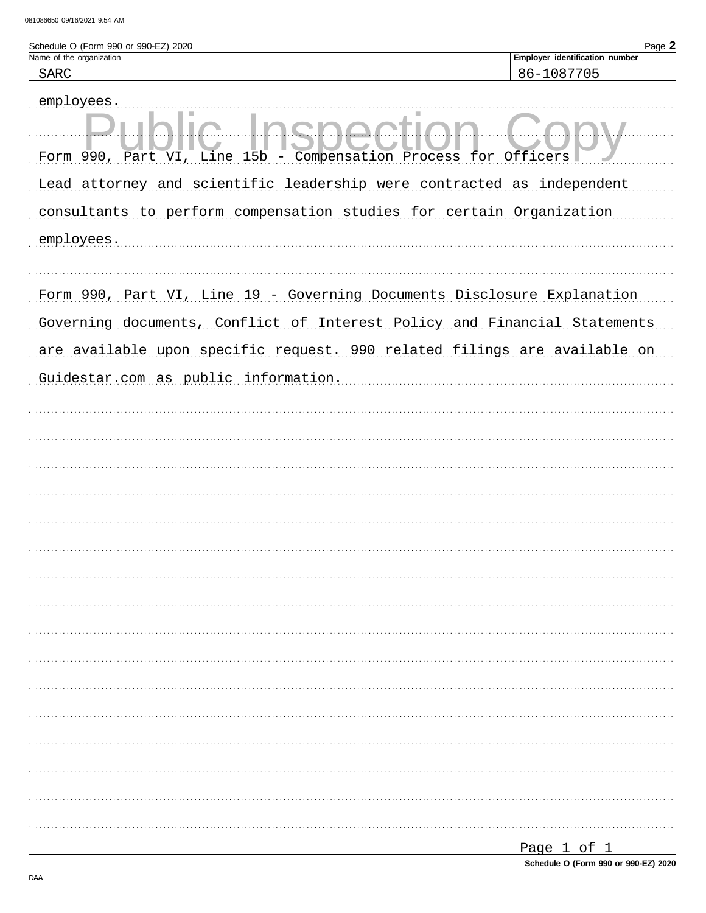Schedule O (Form 990 or 990-EZ) 2020

| Name of the organization | Employer identification number |
| --- | --- |
| SARC | 86-1087705 |

employees.

Form 990, Part VI, Line 15b - Compensation Process for Officers

Lead attorney and scientific leadership were contracted as independent consultants to perform compensation studies for certain Organization employees.

Form 990, Part VI, Line 19 - Governing Documents Disclosure Explanation

Governing documents, Conflict of Interest Policy and Financial Statements are available upon specific request. 990 related filings are available on Guidestar.com as public information.